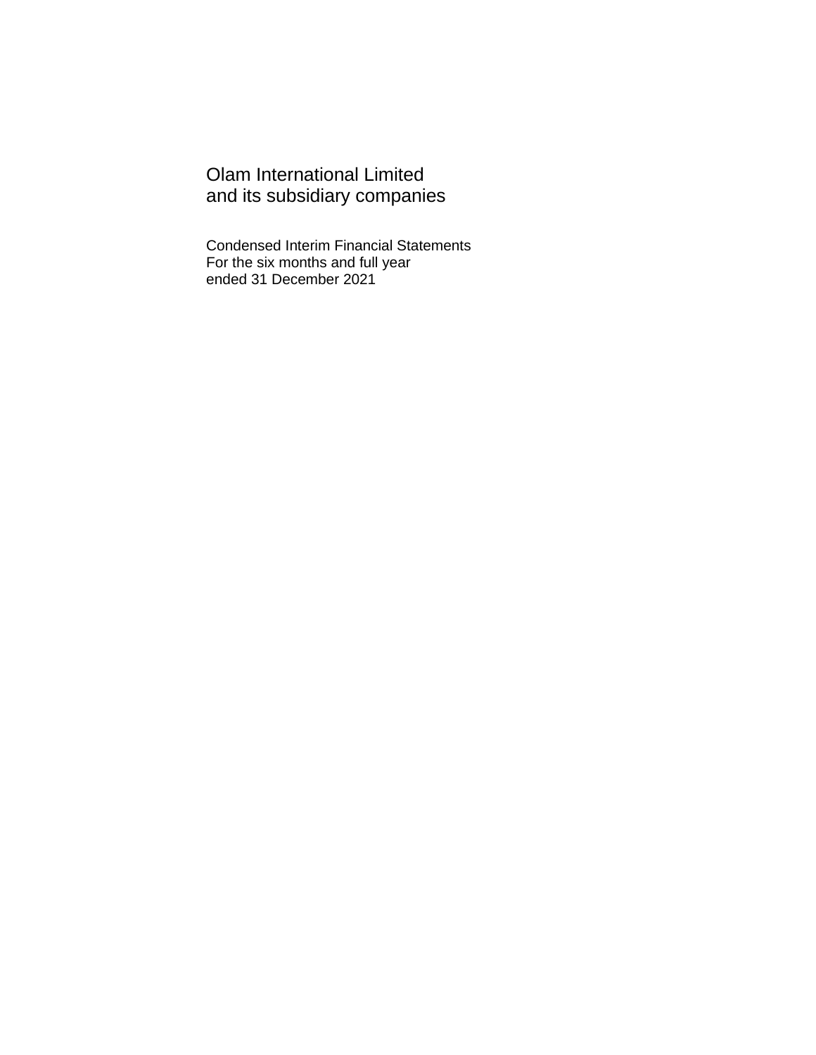# Olam International Limited
# and its subsidiary companies

Condensed Interim Financial Statements
For the six months and full year
ended 31 December 2021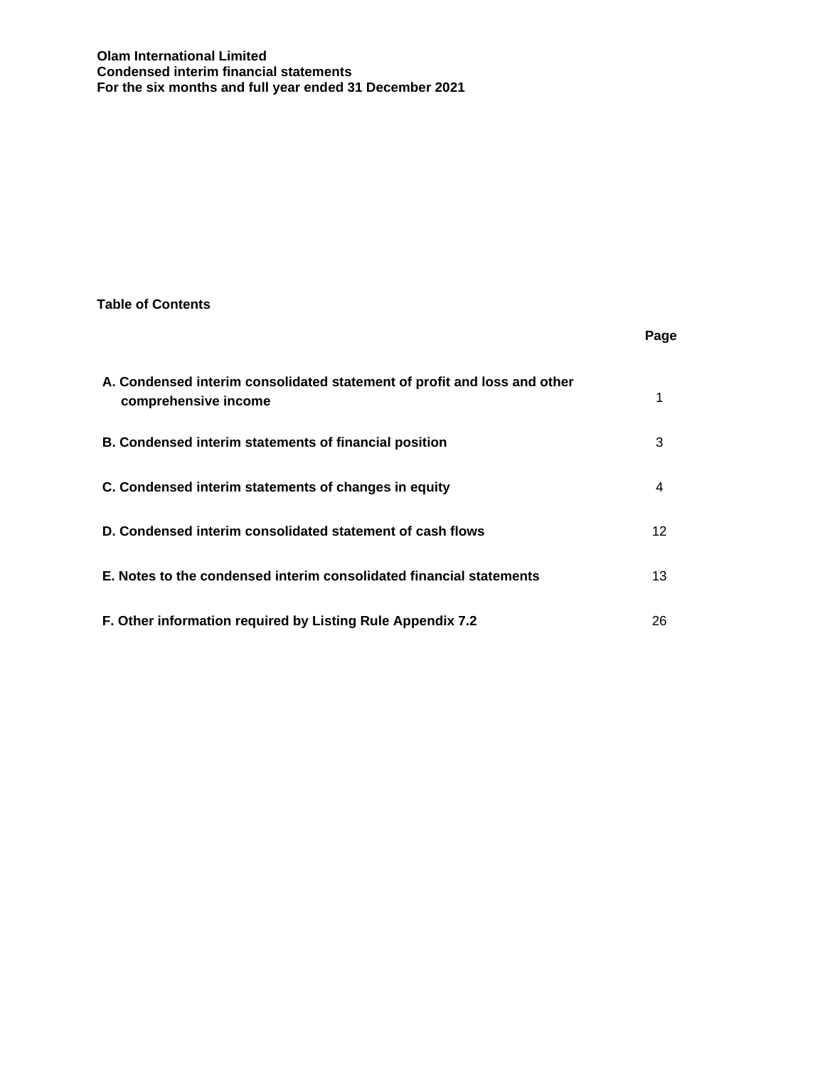**Olam International Limited**
**Condensed interim financial statements**
**For the six months and full year ended 31 December 2021**

## Table of Contents

| | Page |
|---|---|
| **A. Condensed interim consolidated statement of profit and loss and other comprehensive income** | 1 |
| **B. Condensed interim statements of financial position** | 3 |
| **C. Condensed interim statements of changes in equity** | 4 |
| **D. Condensed interim consolidated statement of cash flows** | 12 |
| **E. Notes to the condensed interim consolidated financial statements** | 13 |
| **F. Other information required by Listing Rule Appendix 7.2** | 26 |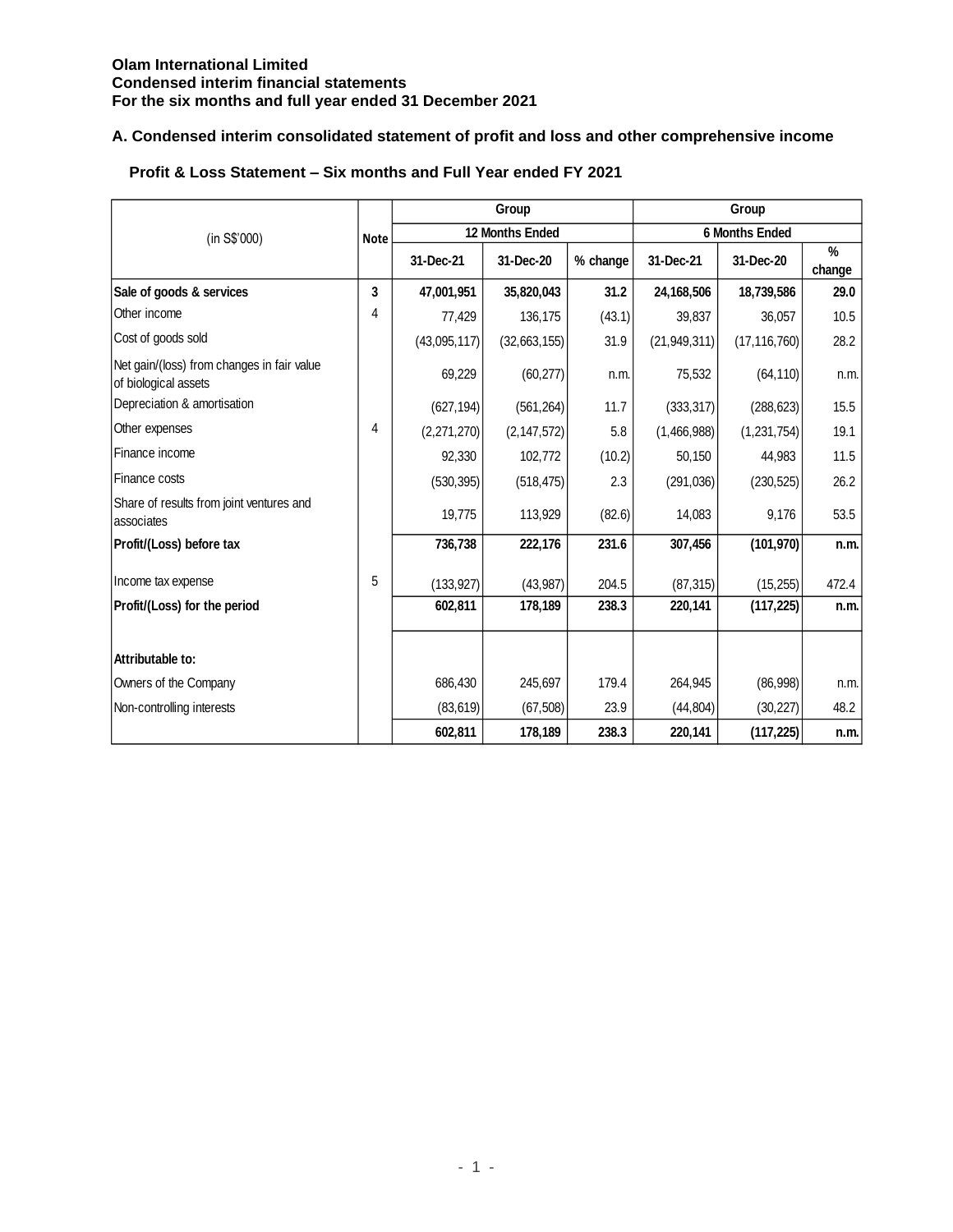**Olam International Limited**
**Condensed interim financial statements**
**For the six months and full year ended 31 December 2021**

## A. Condensed interim consolidated statement of profit and loss and other comprehensive income

### Profit & Loss Statement – Six months and Full Year ended FY 2021

| (in S$'000) | Note | Group | | | Group | | |
|---|---|---|---|---|---|---|---|
| | | 12 Months Ended | | | 6 Months Ended | | |
| | | 31-Dec-21 | 31-Dec-20 | % change | 31-Dec-21 | 31-Dec-20 | % change |
| **Sale of goods & services** | **3** | **47,001,951** | **35,820,043** | **31.2** | **24,168,506** | **18,739,586** | **29.0** |
| Other income | 4 | 77,429 | 136,175 | (43.1) | 39,837 | 36,057 | 10.5 |
| Cost of goods sold | | (43,095,117) | (32,663,155) | 31.9 | (21,949,311) | (17,116,760) | 28.2 |
| Net gain/(loss) from changes in fair value of biological assets | | 69,229 | (60,277) | n.m. | 75,532 | (64,110) | n.m. |
| Depreciation & amortisation | | (627,194) | (561,264) | 11.7 | (333,317) | (288,623) | 15.5 |
| Other expenses | 4 | (2,271,270) | (2,147,572) | 5.8 | (1,466,988) | (1,231,754) | 19.1 |
| Finance income | | 92,330 | 102,772 | (10.2) | 50,150 | 44,983 | 11.5 |
| Finance costs | | (530,395) | (518,475) | 2.3 | (291,036) | (230,525) | 26.2 |
| Share of results from joint ventures and associates | | 19,775 | 113,929 | (82.6) | 14,083 | 9,176 | 53.5 |
| **Profit/(Loss) before tax** | | **736,738** | **222,176** | **231.6** | **307,456** | **(101,970)** | **n.m.** |
| Income tax expense | 5 | (133,927) | (43,987) | 204.5 | (87,315) | (15,255) | 472.4 |
| **Profit/(Loss) for the period** | | **602,811** | **178,189** | **238.3** | **220,141** | **(117,225)** | **n.m.** |
| **Attributable to:** | | | | | | | |
| Owners of the Company | | 686,430 | 245,697 | 179.4 | 264,945 | (86,998) | n.m. |
| Non-controlling interests | | (83,619) | (67,508) | 23.9 | (44,804) | (30,227) | 48.2 |
| | | **602,811** | **178,189** | **238.3** | **220,141** | **(117,225)** | **n.m.** |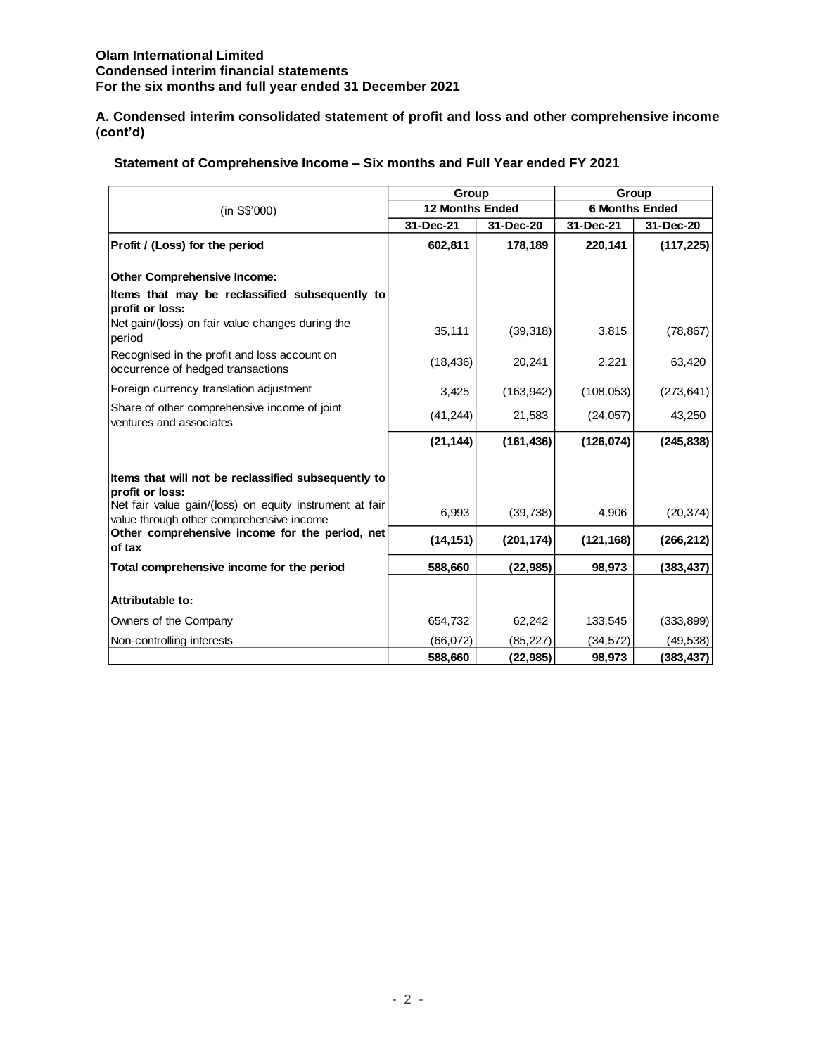**Olam International Limited**
**Condensed interim financial statements**
**For the six months and full year ended 31 December 2021**

### A. Condensed interim consolidated statement of profit and loss and other comprehensive income (cont'd)

**Statement of Comprehensive Income – Six months and Full Year ended FY 2021**

| (in S$'000) | Group | | Group | |
|---|---|---|---|---|
| | 12 Months Ended | | 6 Months Ended | |
| | 31-Dec-21 | 31-Dec-20 | 31-Dec-21 | 31-Dec-20 |
| **Profit / (Loss) for the period** | **602,811** | **178,189** | **220,141** | **(117,225)** |
| **Other Comprehensive Income:** | | | | |
| **Items that may be reclassified subsequently to profit or loss:** | | | | |
| Net gain/(loss) on fair value changes during the period | 35,111 | (39,318) | 3,815 | (78,867) |
| Recognised in the profit and loss account on occurrence of hedged transactions | (18,436) | 20,241 | 2,221 | 63,420 |
| Foreign currency translation adjustment | 3,425 | (163,942) | (108,053) | (273,641) |
| Share of other comprehensive income of joint ventures and associates | (41,244) | 21,583 | (24,057) | 43,250 |
| | **(21,144)** | **(161,436)** | **(126,074)** | **(245,838)** |
| **Items that will not be reclassified subsequently to profit or loss:** | | | | |
| Net fair value gain/(loss) on equity instrument at fair value through other comprehensive income | 6,993 | (39,738) | 4,906 | (20,374) |
| **Other comprehensive income for the period, net of tax** | **(14,151)** | **(201,174)** | **(121,168)** | **(266,212)** |
| **Total comprehensive income for the period** | **588,660** | **(22,985)** | **98,973** | **(383,437)** |
| **Attributable to:** | | | | |
| Owners of the Company | 654,732 | 62,242 | 133,545 | (333,899) |
| Non-controlling interests | (66,072) | (85,227) | (34,572) | (49,538) |
| | **588,660** | **(22,985)** | **98,973** | **(383,437)** |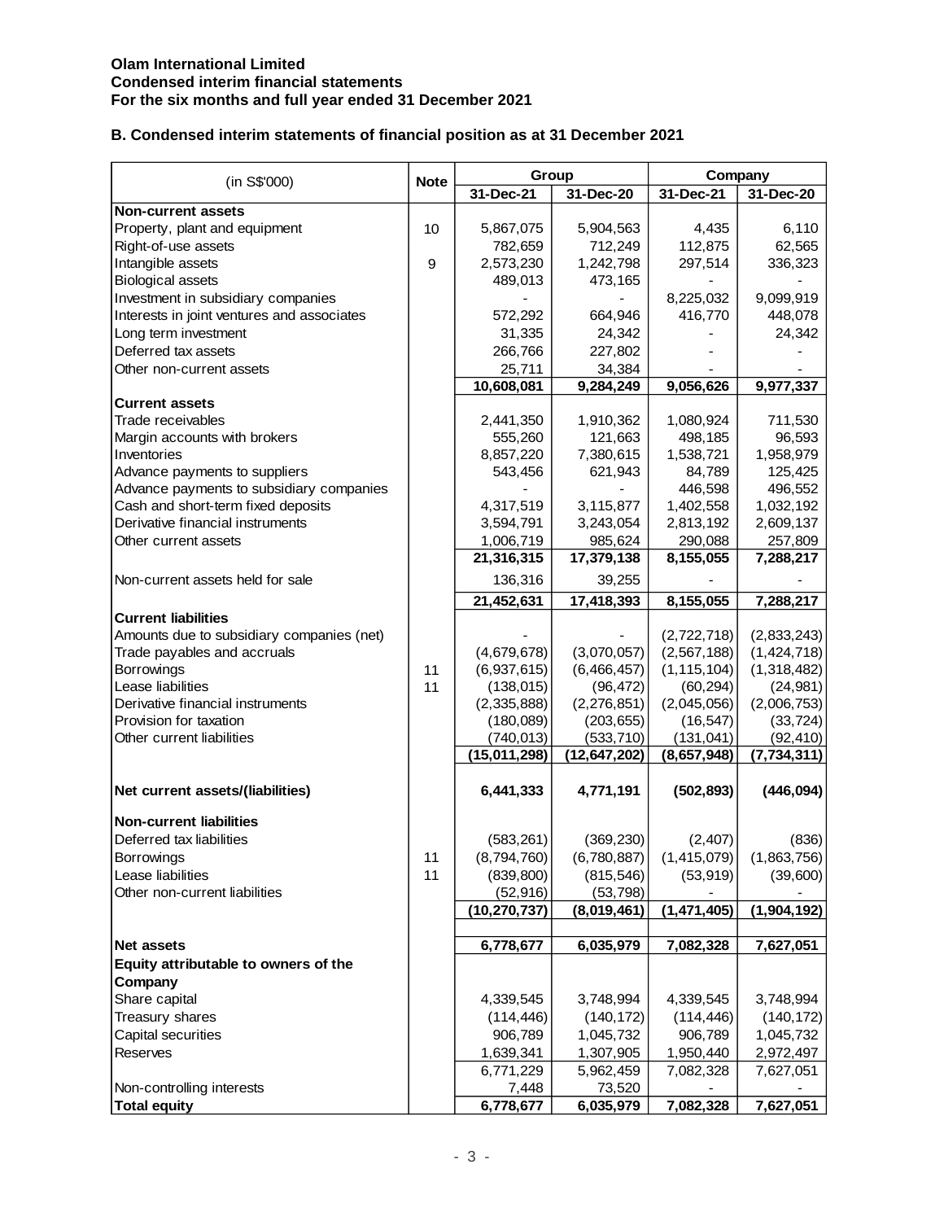**Olam International Limited**
**Condensed interim financial statements**
**For the six months and full year ended 31 December 2021**

## B. Condensed interim statements of financial position as at 31 December 2021

| (in S$'000) | Note | Group | | Company | |
|---|---|---|---|---|---|
| | | 31-Dec-21 | 31-Dec-20 | 31-Dec-21 | 31-Dec-20 |
| **Non-current assets** | | | | | |
| Property, plant and equipment | 10 | 5,867,075 | 5,904,563 | 4,435 | 6,110 |
| Right-of-use assets | | 782,659 | 712,249 | 112,875 | 62,565 |
| Intangible assets | 9 | 2,573,230 | 1,242,798 | 297,514 | 336,323 |
| Biological assets | | 489,013 | 473,165 | - | - |
| Investment in subsidiary companies | | - | - | 8,225,032 | 9,099,919 |
| Interests in joint ventures and associates | | 572,292 | 664,946 | 416,770 | 448,078 |
| Long term investment | | 31,335 | 24,342 | - | 24,342 |
| Deferred tax assets | | 266,766 | 227,802 | - | - |
| Other non-current assets | | 25,711 | 34,384 | - | - |
| | | **10,608,081** | **9,284,249** | **9,056,626** | **9,977,337** |
| **Current assets** | | | | | |
| Trade receivables | | 2,441,350 | 1,910,362 | 1,080,924 | 711,530 |
| Margin accounts with brokers | | 555,260 | 121,663 | 498,185 | 96,593 |
| Inventories | | 8,857,220 | 7,380,615 | 1,538,721 | 1,958,979 |
| Advance payments to suppliers | | 543,456 | 621,943 | 84,789 | 125,425 |
| Advance payments to subsidiary companies | | - | - | 446,598 | 496,552 |
| Cash and short-term fixed deposits | | 4,317,519 | 3,115,877 | 1,402,558 | 1,032,192 |
| Derivative financial instruments | | 3,594,791 | 3,243,054 | 2,813,192 | 2,609,137 |
| Other current assets | | 1,006,719 | 985,624 | 290,088 | 257,809 |
| | | **21,316,315** | **17,379,138** | **8,155,055** | **7,288,217** |
| Non-current assets held for sale | | 136,316 | 39,255 | - | - |
| | | **21,452,631** | **17,418,393** | **8,155,055** | **7,288,217** |
| **Current liabilities** | | | | | |
| Amounts due to subsidiary companies (net) | | - | - | (2,722,718) | (2,833,243) |
| Trade payables and accruals | | (4,679,678) | (3,070,057) | (2,567,188) | (1,424,718) |
| Borrowings | 11 | (6,937,615) | (6,466,457) | (1,115,104) | (1,318,482) |
| Lease liabilities | 11 | (138,015) | (96,472) | (60,294) | (24,981) |
| Derivative financial instruments | | (2,335,888) | (2,276,851) | (2,045,056) | (2,006,753) |
| Provision for taxation | | (180,089) | (203,655) | (16,547) | (33,724) |
| Other current liabilities | | (740,013) | (533,710) | (131,041) | (92,410) |
| | | **(15,011,298)** | **(12,647,202)** | **(8,657,948)** | **(7,734,311)** |
| **Net current assets/(liabilities)** | | **6,441,333** | **4,771,191** | **(502,893)** | **(446,094)** |
| **Non-current liabilities** | | | | | |
| Deferred tax liabilities | | (583,261) | (369,230) | (2,407) | (836) |
| Borrowings | 11 | (8,794,760) | (6,780,887) | (1,415,079) | (1,863,756) |
| Lease liabilities | 11 | (839,800) | (815,546) | (53,919) | (39,600) |
| Other non-current liabilities | | (52,916) | (53,798) | - | - |
| | | **(10,270,737)** | **(8,019,461)** | **(1,471,405)** | **(1,904,192)** |
| **Net assets** | | **6,778,677** | **6,035,979** | **7,082,328** | **7,627,051** |
| **Equity attributable to owners of the Company** | | | | | |
| Share capital | | 4,339,545 | 3,748,994 | 4,339,545 | 3,748,994 |
| Treasury shares | | (114,446) | (140,172) | (114,446) | (140,172) |
| Capital securities | | 906,789 | 1,045,732 | 906,789 | 1,045,732 |
| Reserves | | 1,639,341 | 1,307,905 | 1,950,440 | 2,972,497 |
| | | 6,771,229 | 5,962,459 | 7,082,328 | 7,627,051 |
| Non-controlling interests | | 7,448 | 73,520 | - | - |
| **Total equity** | | **6,778,677** | **6,035,979** | **7,082,328** | **7,627,051** |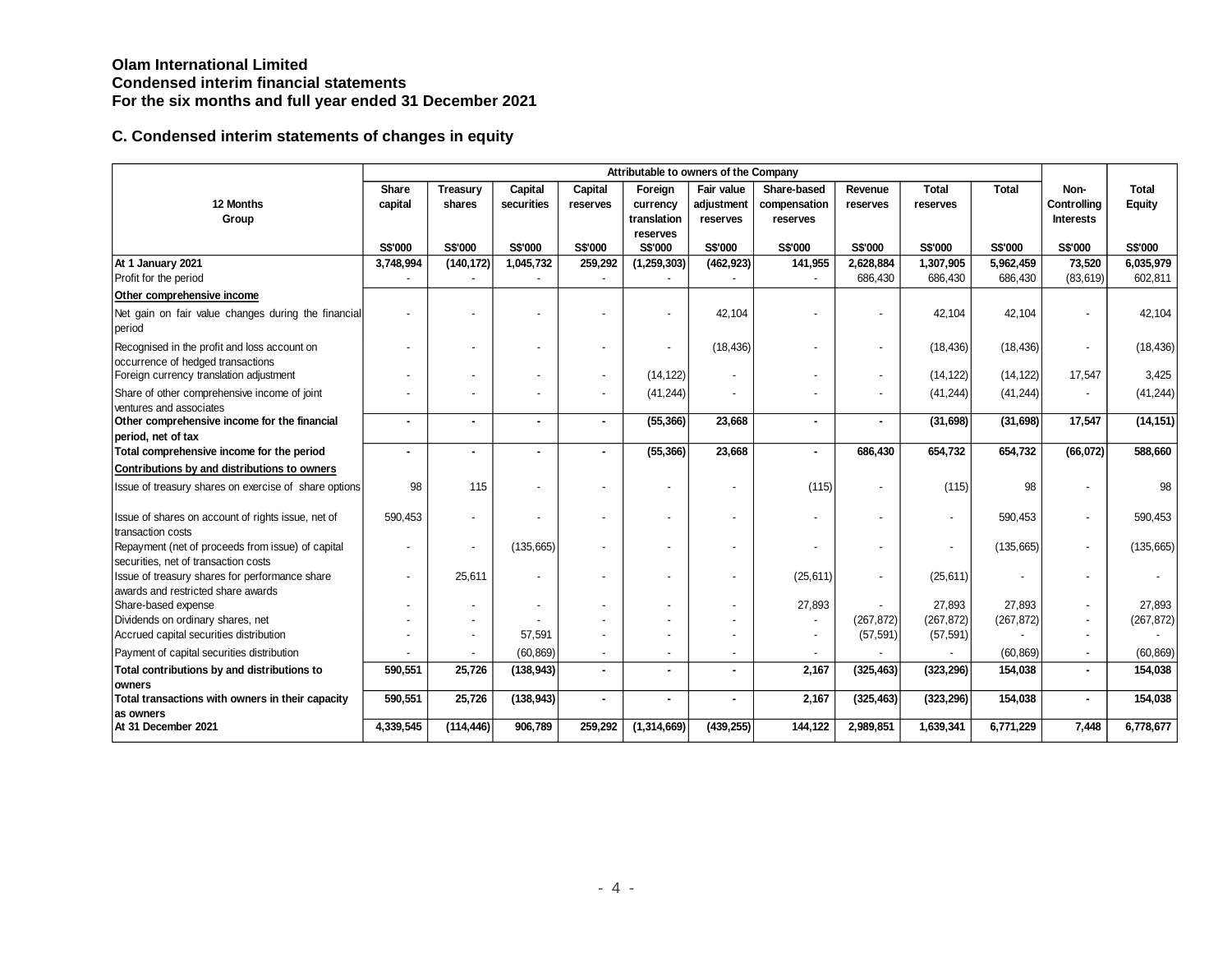**Olam International Limited**
**Condensed interim financial statements**
**For the six months and full year ended 31 December 2021**

## C. Condensed interim statements of changes in equity

| 12 Months Group | Attributable to owners of the Company | | | | | | | | | | | |
|---|---|---|---|---|---|---|---|---|---|---|---|---|
| | Share capital | Treasury shares | Capital securities | Capital reserves | Foreign currency translation reserves | Fair value adjustment reserves | Share-based compensation reserves | Revenue reserves | Total reserves | Total | Non-Controlling Interests | Total Equity |
| | S$'000 | S$'000 | S$'000 | S$'000 | S$'000 | S$'000 | S$'000 | S$'000 | S$'000 | S$'000 | S$'000 | S$'000 |
| **At 1 January 2021** | **3,748,994** | **(140,172)** | **1,045,732** | **259,292** | **(1,259,303)** | **(462,923)** | **141,955** | **2,628,884** | **1,307,905** | **5,962,459** | **73,520** | **6,035,979** |
| Profit for the period | - | - | - | - | - | - | - | 686,430 | 686,430 | 686,430 | (83,619) | 602,811 |
| **Other comprehensive income** | | | | | | | | | | | | |
| Net gain on fair value changes during the financial period | - | - | - | - | - | 42,104 | - | - | 42,104 | 42,104 | - | 42,104 |
| Recognised in the profit and loss account on occurrence of hedged transactions | - | - | - | - | - | (18,436) | - | - | (18,436) | (18,436) | - | (18,436) |
| Foreign currency translation adjustment | - | - | - | - | (14,122) | - | - | - | (14,122) | (14,122) | 17,547 | 3,425 |
| Share of other comprehensive income of joint ventures and associates | - | - | - | - | (41,244) | - | - | - | (41,244) | (41,244) | - | (41,244) |
| **Other comprehensive income for the financial period, net of tax** | **-** | **-** | **-** | **-** | **(55,366)** | **23,668** | **-** | **-** | **(31,698)** | **(31,698)** | **17,547** | **(14,151)** |
| **Total comprehensive income for the period** | **-** | **-** | **-** | **-** | **(55,366)** | **23,668** | **-** | **686,430** | **654,732** | **654,732** | **(66,072)** | **588,660** |
| **Contributions by and distributions to owners** | | | | | | | | | | | | |
| Issue of treasury shares on exercise of share options | 98 | 115 | - | - | - | - | (115) | - | (115) | 98 | - | 98 |
| Issue of shares on account of rights issue, net of transaction costs | 590,453 | - | - | - | - | - | - | - | - | 590,453 | - | 590,453 |
| Repayment (net of proceeds from issue) of capital securities, net of transaction costs | - | - | (135,665) | - | - | - | - | - | - | (135,665) | - | (135,665) |
| Issue of treasury shares for performance share awards and restricted share awards | - | 25,611 | - | - | - | - | (25,611) | - | (25,611) | - | - | - |
| Share-based expense | - | - | - | - | - | - | 27,893 | - | 27,893 | 27,893 | - | 27,893 |
| Dividends on ordinary shares, net | - | - | - | - | - | - | - | (267,872) | (267,872) | (267,872) | - | (267,872) |
| Accrued capital securities distribution | - | - | 57,591 | - | - | - | - | (57,591) | (57,591) | - | - | - |
| Payment of capital securities distribution | - | - | (60,869) | - | - | - | - | - | - | (60,869) | - | (60,869) |
| **Total contributions by and distributions to owners** | **590,551** | **25,726** | **(138,943)** | **-** | **-** | **-** | **2,167** | **(325,463)** | **(323,296)** | **154,038** | **-** | **154,038** |
| **Total transactions with owners in their capacity as owners** | **590,551** | **25,726** | **(138,943)** | **-** | **-** | **-** | **2,167** | **(325,463)** | **(323,296)** | **154,038** | **-** | **154,038** |
| **At 31 December 2021** | **4,339,545** | **(114,446)** | **906,789** | **259,292** | **(1,314,669)** | **(439,255)** | **144,122** | **2,989,851** | **1,639,341** | **6,771,229** | **7,448** | **6,778,677** |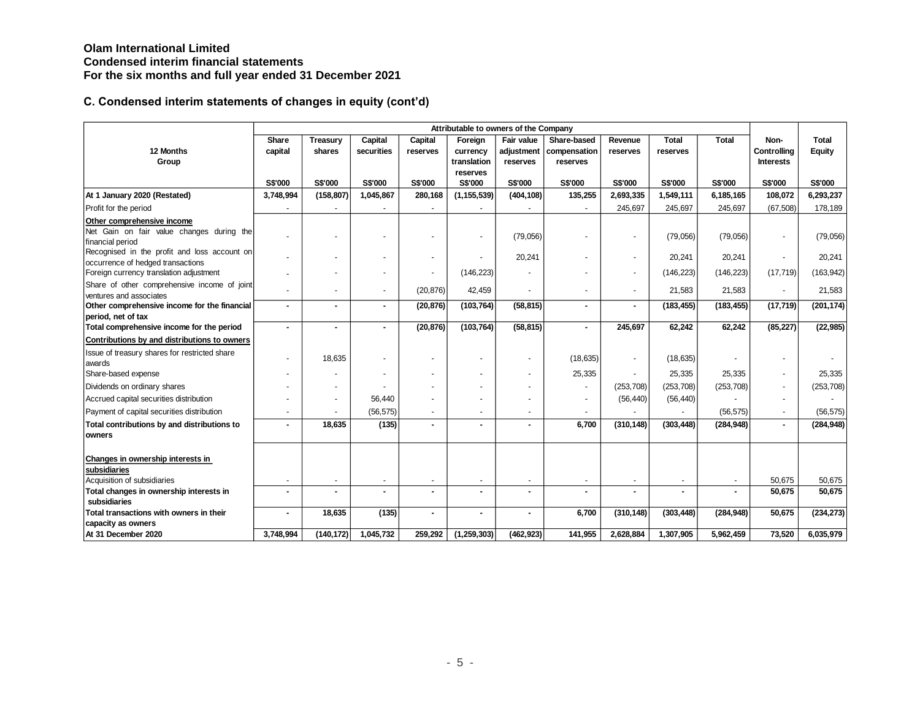# Olam International Limited
## Condensed interim financial statements
## For the six months and full year ended 31 December 2021

### C. Condensed interim statements of changes in equity (cont'd)

| 12 Months Group | Attributable to owners of the Company | | | | | | | | | | | |
|---|---|---|---|---|---|---|---|---|---|---|---|---|
| | Share capital | Treasury shares | Capital securities | Capital reserves | Foreign currency translation reserves | Fair value adjustment reserves | Share-based compensation reserves | Revenue reserves | Total reserves | Total | Non-Controlling Interests | Total Equity |
| | S$'000 | S$'000 | S$'000 | S$'000 | S$'000 | S$'000 | S$'000 | S$'000 | S$'000 | S$'000 | S$'000 | S$'000 |
| **At 1 January 2020 (Restated)** | **3,748,994** | **(158,807)** | **1,045,867** | **280,168** | **(1,155,539)** | **(404,108)** | **135,255** | **2,693,335** | **1,549,111** | **6,185,165** | **108,072** | **6,293,237** |
| Profit for the period | - | - | - | - | - | - | - | 245,697 | 245,697 | 245,697 | (67,508) | 178,189 |
| **Other comprehensive income** | | | | | | | | | | | | |
| Net Gain on fair value changes during the financial period | - | - | - | - | - | (79,056) | - | - | (79,056) | (79,056) | - | (79,056) |
| Recognised in the profit and loss account on occurrence of hedged transactions | - | - | - | - | - | 20,241 | - | - | 20,241 | 20,241 | - | 20,241 |
| Foreign currency translation adjustment | - | - | - | - | (146,223) | - | - | - | (146,223) | (146,223) | (17,719) | (163,942) |
| Share of other comprehensive income of joint ventures and associates | - | - | - | (20,876) | 42,459 | - | - | - | 21,583 | 21,583 | - | 21,583 |
| **Other comprehensive income for the financial period, net of tax** | **-** | **-** | **-** | **(20,876)** | **(103,764)** | **(58,815)** | **-** | **-** | **(183,455)** | **(183,455)** | **(17,719)** | **(201,174)** |
| **Total comprehensive income for the period** | **-** | **-** | **-** | **(20,876)** | **(103,764)** | **(58,815)** | **-** | **245,697** | **62,242** | **62,242** | **(85,227)** | **(22,985)** |
| **Contributions by and distributions to owners** | | | | | | | | | | | | |
| Issue of treasury shares for restricted share awards | - | 18,635 | - | - | - | - | (18,635) | - | (18,635) | - | - | - |
| Share-based expense | - | - | - | - | - | - | 25,335 | - | 25,335 | 25,335 | - | 25,335 |
| Dividends on ordinary shares | - | - | - | - | - | - | - | (253,708) | (253,708) | (253,708) | - | (253,708) |
| Accrued capital securities distribution | - | - | 56,440 | - | - | - | - | (56,440) | (56,440) | - | - | - |
| Payment of capital securities distribution | - | - | (56,575) | - | - | - | - | - | - | (56,575) | - | (56,575) |
| **Total contributions by and distributions to owners** | **-** | **18,635** | **(135)** | **-** | **-** | **-** | **6,700** | **(310,148)** | **(303,448)** | **(284,948)** | **-** | **(284,948)** |
| **Changes in ownership interests in subsidiaries** | | | | | | | | | | | | |
| Acquisition of subsidiaries | - | - | - | - | - | - | - | - | - | - | 50,675 | 50,675 |
| **Total changes in ownership interests in subsidiaries** | **-** | **-** | **-** | **-** | **-** | **-** | **-** | **-** | **-** | **-** | **50,675** | **50,675** |
| **Total transactions with owners in their capacity as owners** | **-** | **18,635** | **(135)** | **-** | **-** | **-** | **6,700** | **(310,148)** | **(303,448)** | **(284,948)** | **50,675** | **(234,273)** |
| **At 31 December 2020** | **3,748,994** | **(140,172)** | **1,045,732** | **259,292** | **(1,259,303)** | **(462,923)** | **141,955** | **2,628,884** | **1,307,905** | **5,962,459** | **73,520** | **6,035,979** |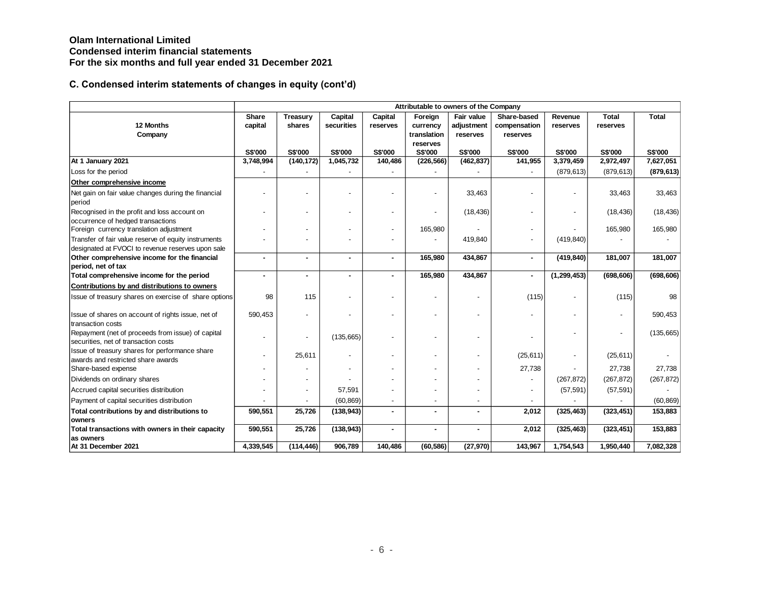**Olam International Limited**
**Condensed interim financial statements**
**For the six months and full year ended 31 December 2021**

## C. Condensed interim statements of changes in equity (cont'd)

| 12 Months Company | Attributable to owners of the Company | | | | | | | | | |
|---|---|---|---|---|---|---|---|---|---|---|
| | Share capital | Treasury shares | Capital securities | Capital reserves | Foreign currency translation reserves | Fair value adjustment reserves | Share-based compensation reserves | Revenue reserves | Total reserves | Total |
| | S$'000 | S$'000 | S$'000 | S$'000 | S$'000 | S$'000 | S$'000 | S$'000 | S$'000 | S$'000 |
| **At 1 January 2021** | **3,748,994** | **(140,172)** | **1,045,732** | **140,486** | **(226,566)** | **(462,837)** | **141,955** | **3,379,459** | **2,972,497** | **7,627,051** |
| Loss for the period | - | - | - | - | - | - | - | (879,613) | (879,613) | **(879,613)** |
| **Other comprehensive income** | | | | | | | | | | |
| Net gain on fair value changes during the financial period | - | - | - | - | - | 33,463 | - | - | 33,463 | 33,463 |
| Recognised in the profit and loss account on occurrence of hedged transactions | - | - | - | - | - | (18,436) | - | - | (18,436) | (18,436) |
| Foreign currency translation adjustment | - | - | - | - | 165,980 | - | - | - | 165,980 | 165,980 |
| Transfer of fair value reserve of equity instruments designated at FVOCI to revenue reserves upon sale | - | - | - | - | - | 419,840 | - | (419,840) | - | - |
| **Other comprehensive income for the financial period, net of tax** | **-** | **-** | **-** | **-** | **165,980** | **434,867** | **-** | **(419,840)** | **181,007** | **181,007** |
| **Total comprehensive income for the period** | **-** | **-** | **-** | **-** | **165,980** | **434,867** | **-** | **(1,299,453)** | **(698,606)** | **(698,606)** |
| **Contributions by and distributions to owners** | | | | | | | | | | |
| Issue of treasury shares on exercise of share options | 98 | 115 | - | - | - | - | (115) | - | (115) | 98 |
| Issue of shares on account of rights issue, net of transaction costs | 590,453 | - | - | - | - | - | - | - | - | 590,453 |
| Repayment (net of proceeds from issue) of capital securities, net of transaction costs | - | - | (135,665) | - | - | - | - | - | - | (135,665) |
| Issue of treasury shares for performance share awards and restricted share awards | - | 25,611 | - | - | - | - | (25,611) | - | (25,611) | - |
| Share-based expense | - | - | - | - | - | - | 27,738 | - | 27,738 | 27,738 |
| Dividends on ordinary shares | - | - | - | - | - | - | - | (267,872) | (267,872) | (267,872) |
| Accrued capital securities distribution | - | - | 57,591 | - | - | - | - | (57,591) | (57,591) | - |
| Payment of capital securities distribution | - | - | (60,869) | - | - | - | - | - | - | (60,869) |
| **Total contributions by and distributions to owners** | **590,551** | **25,726** | **(138,943)** | **-** | **-** | **-** | **2,012** | **(325,463)** | **(323,451)** | **153,883** |
| **Total transactions with owners in their capacity as owners** | **590,551** | **25,726** | **(138,943)** | **-** | **-** | **-** | **2,012** | **(325,463)** | **(323,451)** | **153,883** |
| **At 31 December 2021** | **4,339,545** | **(114,446)** | **906,789** | **140,486** | **(60,586)** | **(27,970)** | **143,967** | **1,754,543** | **1,950,440** | **7,082,328** |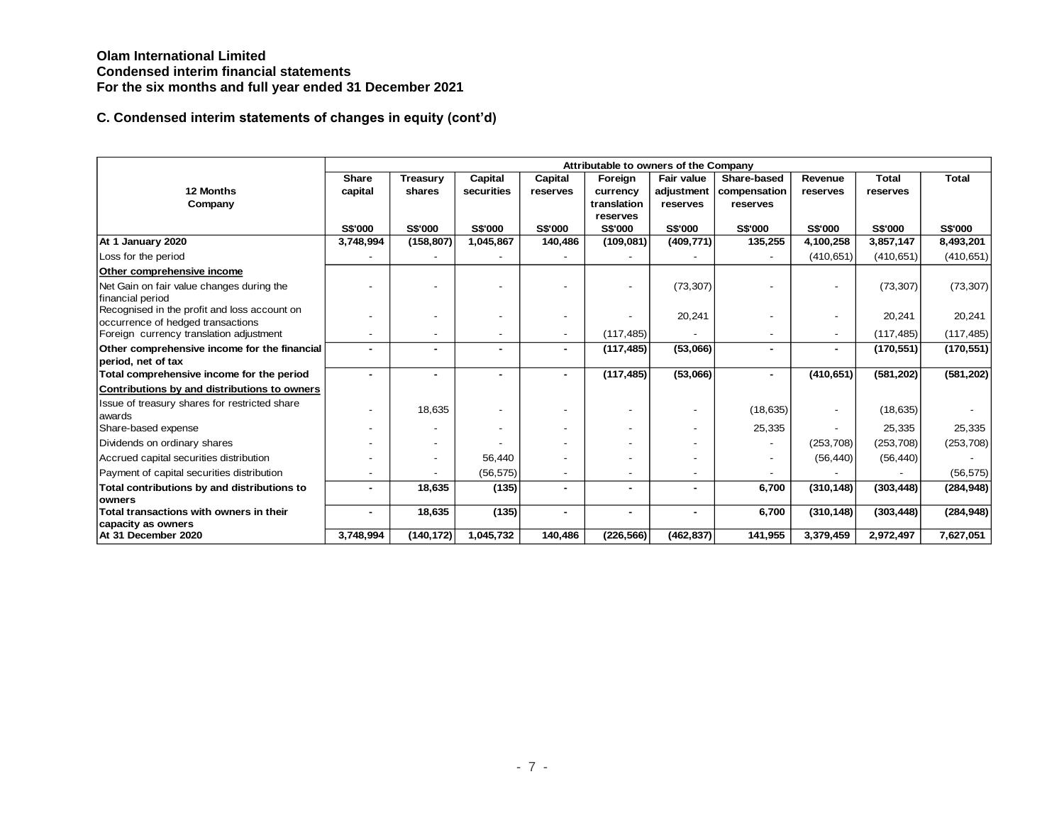**Olam International Limited**
**Condensed interim financial statements**
**For the six months and full year ended 31 December 2021**

## C. Condensed interim statements of changes in equity (cont'd)

| | Attributable to owners of the Company | | | | | | | | | |
|---|---|---|---|---|---|---|---|---|---|---|
| **12 Months Company** | **Share capital** | **Treasury shares** | **Capital securities** | **Capital reserves** | **Foreign currency translation reserves** | **Fair value adjustment reserves** | **Share-based compensation reserves** | **Revenue reserves** | **Total reserves** | **Total** |
| | **S$'000** | **S$'000** | **S$'000** | **S$'000** | **S$'000** | **S$'000** | **S$'000** | **S$'000** | **S$'000** | **S$'000** |
| **At 1 January 2020** | **3,748,994** | **(158,807)** | **1,045,867** | **140,486** | **(109,081)** | **(409,771)** | **135,255** | **4,100,258** | **3,857,147** | **8,493,201** |
| Loss for the period | - | - | - | - | - | - | - | (410,651) | (410,651) | (410,651) |
| **Other comprehensive income** | | | | | | | | | | |
| Net Gain on fair value changes during the financial period | - | - | - | - | - | (73,307) | - | - | (73,307) | (73,307) |
| Recognised in the profit and loss account on occurrence of hedged transactions | - | - | - | - | - | 20,241 | - | - | 20,241 | 20,241 |
| Foreign currency translation adjustment | - | - | - | - | (117,485) | - | - | - | (117,485) | (117,485) |
| **Other comprehensive income for the financial period, net of tax** | **-** | **-** | **-** | **-** | **(117,485)** | **(53,066)** | **-** | **-** | **(170,551)** | **(170,551)** |
| **Total comprehensive income for the period** | **-** | **-** | **-** | **-** | **(117,485)** | **(53,066)** | **-** | **(410,651)** | **(581,202)** | **(581,202)** |
| **Contributions by and distributions to owners** | | | | | | | | | | |
| Issue of treasury shares for restricted share awards | - | 18,635 | - | - | - | - | (18,635) | - | (18,635) | - |
| Share-based expense | - | - | - | - | - | - | 25,335 | - | 25,335 | 25,335 |
| Dividends on ordinary shares | - | - | - | - | - | - | - | (253,708) | (253,708) | (253,708) |
| Accrued capital securities distribution | - | - | 56,440 | - | - | - | - | (56,440) | (56,440) | - |
| Payment of capital securities distribution | - | - | (56,575) | - | - | - | - | - | - | (56,575) |
| **Total contributions by and distributions to owners** | **-** | **18,635** | **(135)** | **-** | **-** | **-** | **6,700** | **(310,148)** | **(303,448)** | **(284,948)** |
| **Total transactions with owners in their capacity as owners** | **-** | **18,635** | **(135)** | **-** | **-** | **-** | **6,700** | **(310,148)** | **(303,448)** | **(284,948)** |
| **At 31 December 2020** | **3,748,994** | **(140,172)** | **1,045,732** | **140,486** | **(226,566)** | **(462,837)** | **141,955** | **3,379,459** | **2,972,497** | **7,627,051** |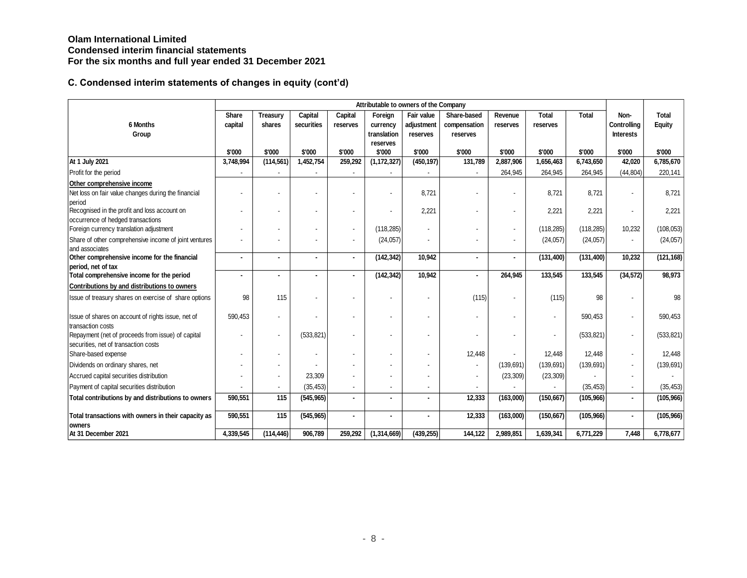**Olam International Limited**
**Condensed interim financial statements**
**For the six months and full year ended 31 December 2021**

## C. Condensed interim statements of changes in equity (cont'd)

| 6 Months Group | Attributable to owners of the Company | | | | | | | | | | | |
|---|---|---|---|---|---|---|---|---|---|---|---|---|
| | Share capital | Treasury shares | Capital securities | Capital reserves | Foreign currency translation reserves | Fair value adjustment reserves | Share-based compensation reserves | Revenue reserves | Total reserves | Total | Non-Controlling Interests | Total Equity |
| | $'000 | $'000 | $'000 | $'000 | $'000 | $'000 | $'000 | $'000 | $'000 | $'000 | $'000 | $'000 |
| **At 1 July 2021** | **3,748,994** | **(114,561)** | **1,452,754** | **259,292** | **(1,172,327)** | **(450,197)** | **131,789** | **2,887,906** | **1,656,463** | **6,743,650** | **42,020** | **6,785,670** |
| Profit for the period | - | - | - | - | - | - | - | 264,945 | 264,945 | 264,945 | (44,804) | 220,141 |
| **Other comprehensive income** | | | | | | | | | | | | |
| Net loss on fair value changes during the financial period | - | - | - | - | - | 8,721 | - | - | 8,721 | 8,721 | - | 8,721 |
| Recognised in the profit and loss account on occurrence of hedged transactions | - | - | - | - | - | 2,221 | - | - | 2,221 | 2,221 | - | 2,221 |
| Foreign currency translation adjustment | - | - | - | - | (118,285) | - | - | - | (118,285) | (118,285) | 10,232 | (108,053) |
| Share of other comprehensive income of joint ventures and associates | - | - | - | - | (24,057) | - | - | - | (24,057) | (24,057) | - | (24,057) |
| **Other comprehensive income for the financial period, net of tax** | **-** | **-** | **-** | **-** | **(142,342)** | **10,942** | **-** | **-** | **(131,400)** | **(131,400)** | **10,232** | **(121,168)** |
| **Total comprehensive income for the period** | **-** | **-** | **-** | **-** | **(142,342)** | **10,942** | **-** | **264,945** | **133,545** | **133,545** | **(34,572)** | **98,973** |
| **Contributions by and distributions to owners** | | | | | | | | | | | | |
| Issue of treasury shares on exercise of share options | 98 | 115 | - | - | - | - | (115) | - | (115) | 98 | - | 98 |
| Issue of shares on account of rights issue, net of transaction costs | 590,453 | - | - | - | - | - | - | - | - | 590,453 | - | 590,453 |
| Repayment (net of proceeds from issue) of capital securities, net of transaction costs | - | - | (533,821) | - | - | - | - | - | - | (533,821) | - | (533,821) |
| Share-based expense | - | - | - | - | - | - | 12,448 | - | 12,448 | 12,448 | - | 12,448 |
| Dividends on ordinary shares, net | - | - | - | - | - | - | - | (139,691) | (139,691) | (139,691) | - | (139,691) |
| Accrued capital securities distribution | - | - | 23,309 | - | - | - | - | (23,309) | (23,309) | - | - | - |
| Payment of capital securities distribution | - | - | (35,453) | - | - | - | - | - | - | (35,453) | - | (35,453) |
| **Total contributions by and distributions to owners** | **590,551** | **115** | **(545,965)** | **-** | **-** | **-** | **12,333** | **(163,000)** | **(150,667)** | **(105,966)** | **-** | **(105,966)** |
| **Total transactions with owners in their capacity as owners** | **590,551** | **115** | **(545,965)** | **-** | **-** | **-** | **12,333** | **(163,000)** | **(150,667)** | **(105,966)** | **-** | **(105,966)** |
| **At 31 December 2021** | **4,339,545** | **(114,446)** | **906,789** | **259,292** | **(1,314,669)** | **(439,255)** | **144,122** | **2,989,851** | **1,639,341** | **6,771,229** | **7,448** | **6,778,677** |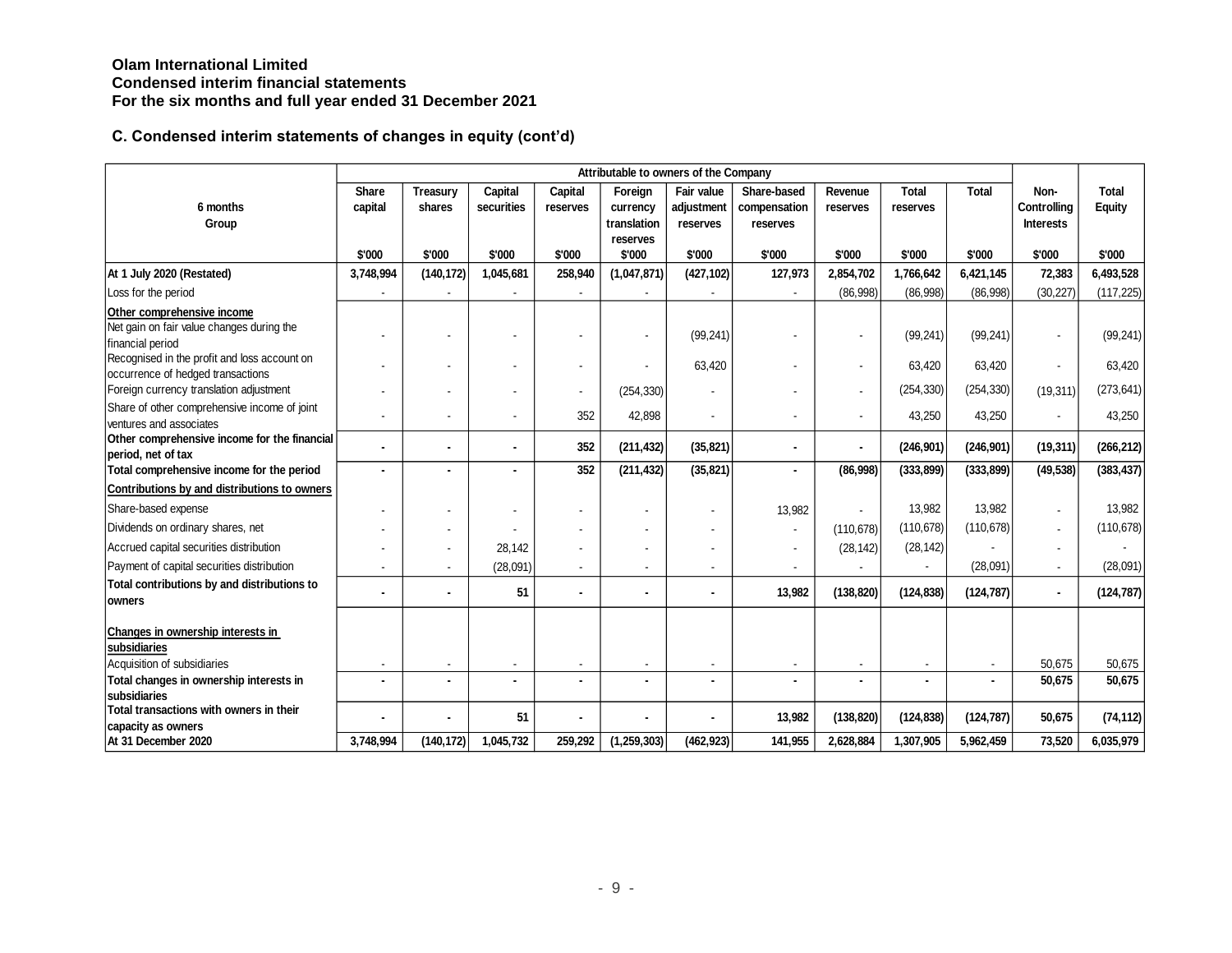**Olam International Limited**
**Condensed interim financial statements**
**For the six months and full year ended 31 December 2021**

## C. Condensed interim statements of changes in equity (cont'd)

| 6 months Group | Attributable to owners of the Company | | | | | | | | | | | |
|---|---|---|---|---|---|---|---|---|---|---|---|---|
| | Share capital | Treasury shares | Capital securities | Capital reserves | Foreign currency translation reserves | Fair value adjustment reserves | Share-based compensation reserves | Revenue reserves | Total reserves | Total | Non-Controlling Interests | Total Equity |
| | $'000 | $'000 | $'000 | $'000 | $'000 | $'000 | $'000 | $'000 | $'000 | $'000 | $'000 | $'000 |
| **At 1 July 2020 (Restated)** | **3,748,994** | **(140,172)** | **1,045,681** | **258,940** | **(1,047,871)** | **(427,102)** | **127,973** | **2,854,702** | **1,766,642** | **6,421,145** | **72,383** | **6,493,528** |
| Loss for the period | - | - | - | - | - | - | - | (86,998) | (86,998) | (86,998) | (30,227) | (117,225) |
| **Other comprehensive income** | | | | | | | | | | | | |
| Net gain on fair value changes during the financial period | - | - | - | - | - | (99,241) | - | - | (99,241) | (99,241) | - | (99,241) |
| Recognised in the profit and loss account on occurrence of hedged transactions | - | - | - | - | - | 63,420 | - | - | 63,420 | 63,420 | - | 63,420 |
| Foreign currency translation adjustment | - | - | - | - | (254,330) | - | - | - | (254,330) | (254,330) | (19,311) | (273,641) |
| Share of other comprehensive income of joint ventures and associates | - | - | - | 352 | 42,898 | - | - | - | 43,250 | 43,250 | - | 43,250 |
| **Other comprehensive income for the financial period, net of tax** | **-** | **-** | **-** | **352** | **(211,432)** | **(35,821)** | **-** | **-** | **(246,901)** | **(246,901)** | **(19,311)** | **(266,212)** |
| **Total comprehensive income for the period** | **-** | **-** | **-** | **352** | **(211,432)** | **(35,821)** | **-** | **(86,998)** | **(333,899)** | **(333,899)** | **(49,538)** | **(383,437)** |
| **Contributions by and distributions to owners** | | | | | | | | | | | | |
| Share-based expense | - | - | - | - | - | - | 13,982 | - | 13,982 | 13,982 | - | 13,982 |
| Dividends on ordinary shares, net | - | - | - | - | - | - | - | (110,678) | (110,678) | (110,678) | - | (110,678) |
| Accrued capital securities distribution | - | - | 28,142 | - | - | - | - | (28,142) | (28,142) | - | - | - |
| Payment of capital securities distribution | - | - | (28,091) | - | - | - | - | - | - | (28,091) | - | (28,091) |
| **Total contributions by and distributions to owners** | **-** | **-** | **51** | **-** | **-** | **-** | **13,982** | **(138,820)** | **(124,838)** | **(124,787)** | **-** | **(124,787)** |
| **Changes in ownership interests in subsidiaries** | | | | | | | | | | | | |
| Acquisition of subsidiaries | - | - | - | - | - | - | - | - | - | - | 50,675 | 50,675 |
| **Total changes in ownership interests in subsidiaries** | **-** | **-** | **-** | **-** | **-** | **-** | **-** | **-** | **-** | **-** | **50,675** | **50,675** |
| **Total transactions with owners in their capacity as owners** | **-** | **-** | **51** | **-** | **-** | **-** | **13,982** | **(138,820)** | **(124,838)** | **(124,787)** | **50,675** | **(74,112)** |
| **At 31 December 2020** | **3,748,994** | **(140,172)** | **1,045,732** | **259,292** | **(1,259,303)** | **(462,923)** | **141,955** | **2,628,884** | **1,307,905** | **5,962,459** | **73,520** | **6,035,979** |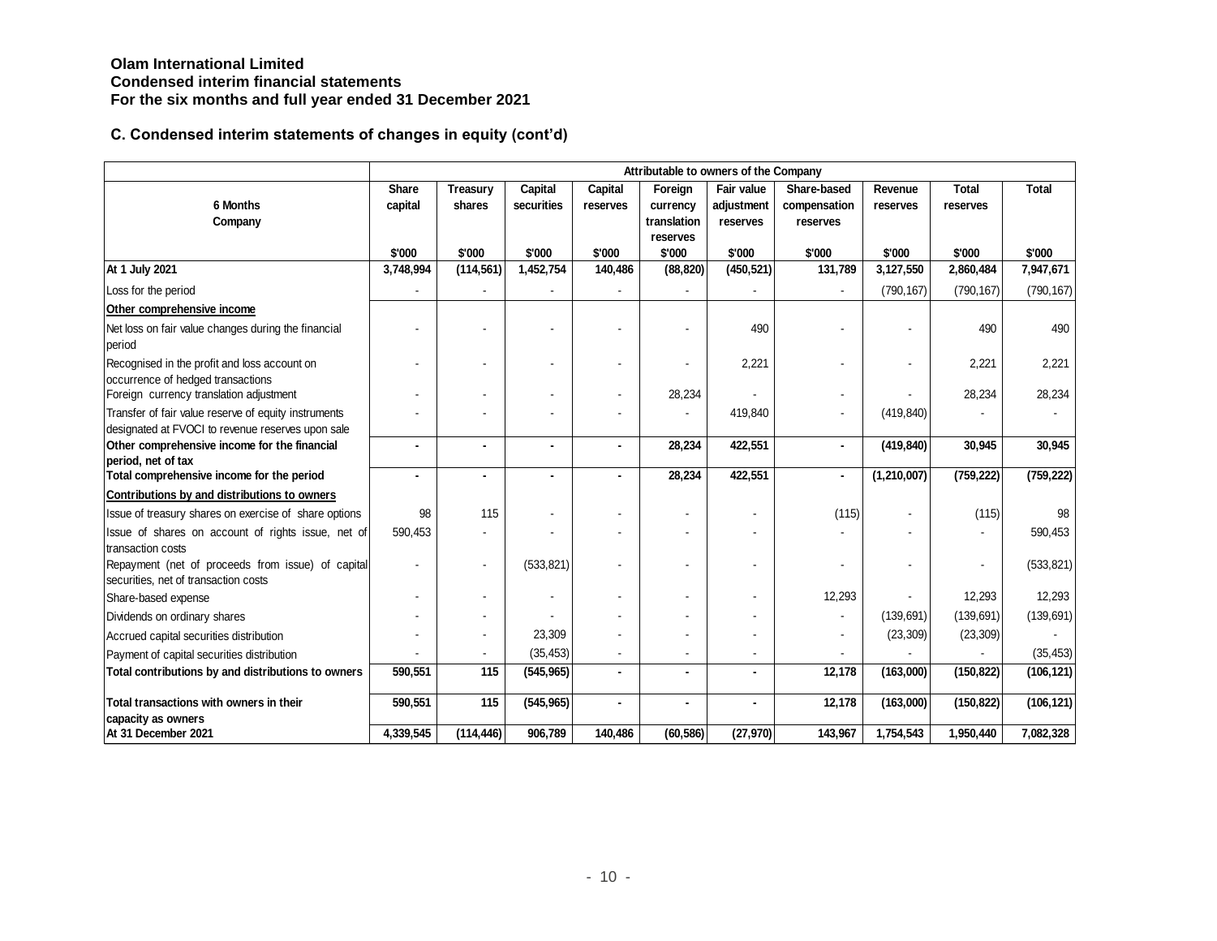**Olam International Limited**
**Condensed interim financial statements**
**For the six months and full year ended 31 December 2021**

## C. Condensed interim statements of changes in equity (cont'd)

| 6 Months<br>Company | Attributable to owners of the Company | | | | | | | | | |
|---|---|---|---|---|---|---|---|---|---|---|
| | Share capital | Treasury shares | Capital securities | Capital reserves | Foreign currency translation reserves | Fair value adjustment reserves | Share-based compensation reserves | Revenue reserves | Total reserves | Total |
| | $'000 | $'000 | $'000 | $'000 | $'000 | $'000 | $'000 | $'000 | $'000 | $'000 |
| **At 1 July 2021** | **3,748,994** | **(114,561)** | **1,452,754** | **140,486** | **(88,820)** | **(450,521)** | **131,789** | **3,127,550** | **2,860,484** | **7,947,671** |
| Loss for the period | - | - | - | - | - | - | - | (790,167) | (790,167) | (790,167) |
| **Other comprehensive income** | | | | | | | | | | |
| Net loss on fair value changes during the financial period | - | - | - | - | - | 490 | - | - | 490 | 490 |
| Recognised in the profit and loss account on occurrence of hedged transactions | - | - | - | - | - | 2,221 | - | - | 2,221 | 2,221 |
| Foreign currency translation adjustment | - | - | - | - | 28,234 | - | - | - | 28,234 | 28,234 |
| Transfer of fair value reserve of equity instruments designated at FVOCI to revenue reserves upon sale | - | - | - | - | - | 419,840 | - | (419,840) | - | - |
| **Other comprehensive income for the financial period, net of tax** | **-** | **-** | **-** | **-** | **28,234** | **422,551** | **-** | **(419,840)** | **30,945** | **30,945** |
| **Total comprehensive income for the period** | **-** | **-** | **-** | **-** | **28,234** | **422,551** | **-** | **(1,210,007)** | **(759,222)** | **(759,222)** |
| **Contributions by and distributions to owners** | | | | | | | | | | |
| Issue of treasury shares on exercise of share options | 98 | 115 | - | - | - | - | (115) | - | (115) | 98 |
| Issue of shares on account of rights issue, net of transaction costs | 590,453 | - | - | - | - | - | - | - | - | 590,453 |
| Repayment (net of proceeds from issue) of capital securities, net of transaction costs | - | - | (533,821) | - | - | - | - | - | - | (533,821) |
| Share-based expense | - | - | - | - | - | - | 12,293 | - | 12,293 | 12,293 |
| Dividends on ordinary shares | - | - | - | - | - | - | - | (139,691) | (139,691) | (139,691) |
| Accrued capital securities distribution | - | - | 23,309 | - | - | - | - | (23,309) | (23,309) | - |
| Payment of capital securities distribution | - | - | (35,453) | - | - | - | - | - | - | (35,453) |
| **Total contributions by and distributions to owners** | **590,551** | **115** | **(545,965)** | **-** | **-** | **-** | **12,178** | **(163,000)** | **(150,822)** | **(106,121)** |
| **Total transactions with owners in their capacity as owners** | **590,551** | **115** | **(545,965)** | **-** | **-** | **-** | **12,178** | **(163,000)** | **(150,822)** | **(106,121)** |
| **At 31 December 2021** | **4,339,545** | **(114,446)** | **906,789** | **140,486** | **(60,586)** | **(27,970)** | **143,967** | **1,754,543** | **1,950,440** | **7,082,328** |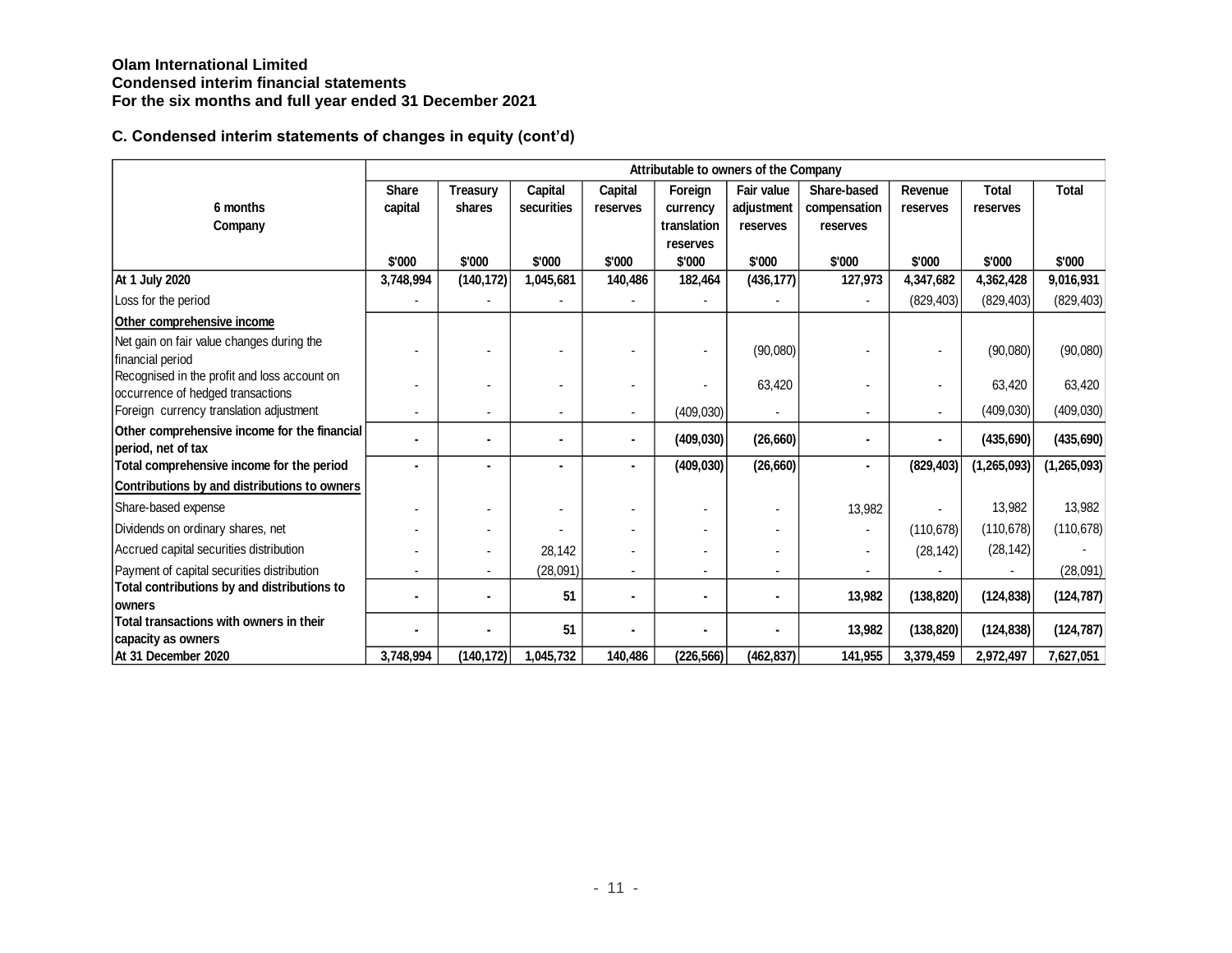**Olam International Limited**
**Condensed interim financial statements**
**For the six months and full year ended 31 December 2021**

## C. Condensed interim statements of changes in equity (cont'd)

| 6 months Company | Attributable to owners of the Company | | | | | | | | | |
|---|---|---|---|---|---|---|---|---|---|---|
| | Share capital | Treasury shares | Capital securities | Capital reserves | Foreign currency translation reserves | Fair value adjustment reserves | Share-based compensation reserves | Revenue reserves | Total reserves | Total |
| | $'000 | $'000 | $'000 | $'000 | $'000 | $'000 | $'000 | $'000 | $'000 | $'000 |
| **At 1 July 2020** | **3,748,994** | **(140,172)** | **1,045,681** | **140,486** | **182,464** | **(436,177)** | **127,973** | **4,347,682** | **4,362,428** | **9,016,931** |
| Loss for the period | - | - | - | - | - | - | - | (829,403) | (829,403) | (829,403) |
| **Other comprehensive income** | | | | | | | | | | |
| Net gain on fair value changes during the financial period | - | - | - | - | - | (90,080) | - | - | (90,080) | (90,080) |
| Recognised in the profit and loss account on occurrence of hedged transactions | - | - | - | - | - | 63,420 | - | - | 63,420 | 63,420 |
| Foreign currency translation adjustment | - | - | - | - | (409,030) | - | - | - | (409,030) | (409,030) |
| **Other comprehensive income for the financial period, net of tax** | **-** | **-** | **-** | **-** | **(409,030)** | **(26,660)** | **-** | **-** | **(435,690)** | **(435,690)** |
| **Total comprehensive income for the period** | **-** | **-** | **-** | **-** | **(409,030)** | **(26,660)** | **-** | **(829,403)** | **(1,265,093)** | **(1,265,093)** |
| **Contributions by and distributions to owners** | | | | | | | | | | |
| Share-based expense | - | - | - | - | - | - | 13,982 | - | 13,982 | 13,982 |
| Dividends on ordinary shares, net | - | - | - | - | - | - | - | (110,678) | (110,678) | (110,678) |
| Accrued capital securities distribution | - | - | 28,142 | - | - | - | - | (28,142) | (28,142) | - |
| Payment of capital securities distribution | - | - | (28,091) | - | - | - | - | - | - | (28,091) |
| **Total contributions by and distributions to owners** | **-** | **-** | **51** | **-** | **-** | **-** | **13,982** | **(138,820)** | **(124,838)** | **(124,787)** |
| **Total transactions with owners in their capacity as owners** | **-** | **-** | **51** | **-** | **-** | **-** | **13,982** | **(138,820)** | **(124,838)** | **(124,787)** |
| **At 31 December 2020** | **3,748,994** | **(140,172)** | **1,045,732** | **140,486** | **(226,566)** | **(462,837)** | **141,955** | **3,379,459** | **2,972,497** | **7,627,051** |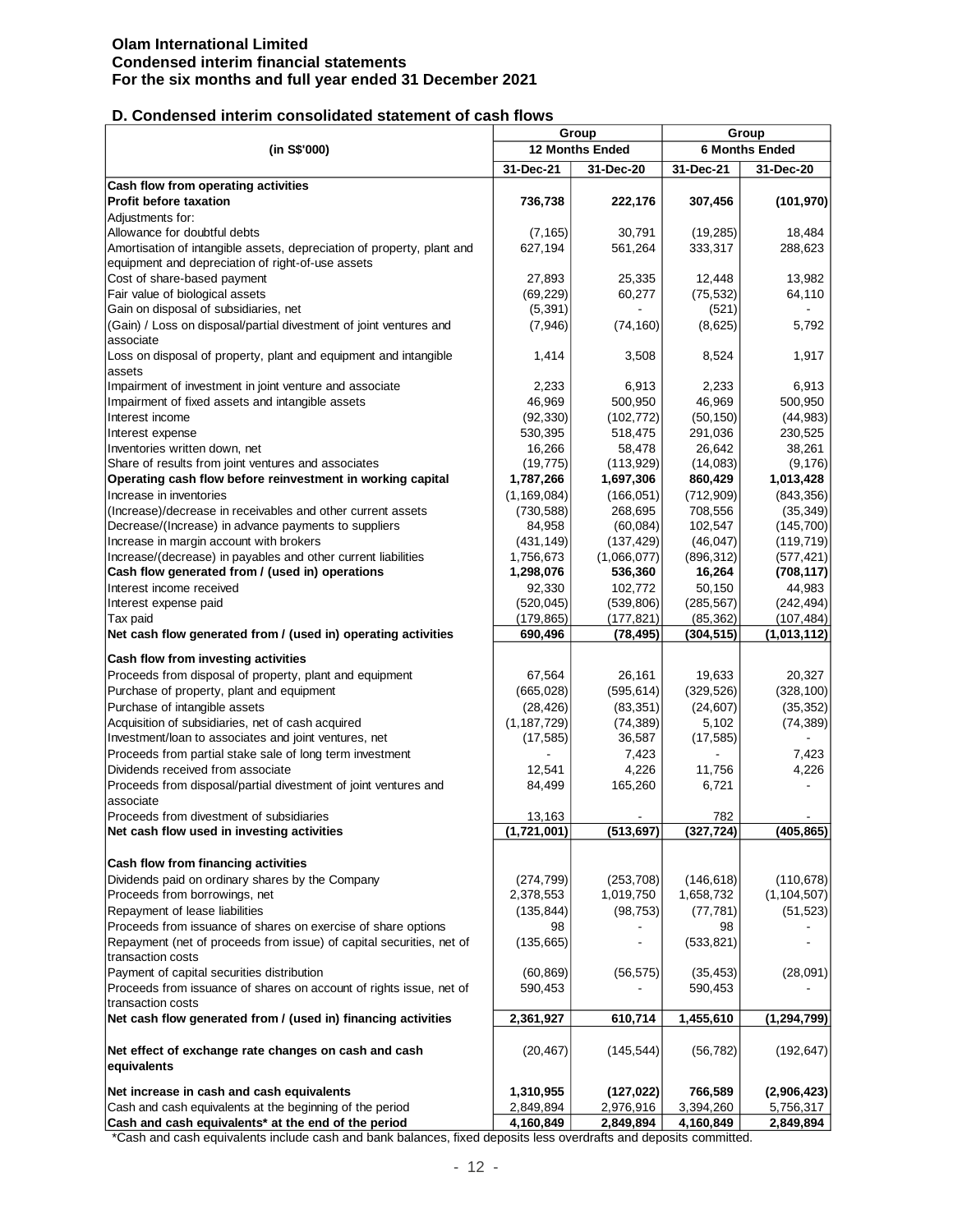# Olam International Limited
## Condensed interim financial statements
## For the six months and full year ended 31 December 2021

### D. Condensed interim consolidated statement of cash flows

| (in S$'000) | Group | | Group | |
|---|---|---|---|---|
| | 12 Months Ended | | 6 Months Ended | |
| | 31-Dec-21 | 31-Dec-20 | 31-Dec-21 | 31-Dec-20 |
| **Cash flow from operating activities** | | | | |
| **Profit before taxation** | **736,738** | **222,176** | **307,456** | **(101,970)** |
| Adjustments for: | | | | |
| Allowance for doubtful debts | (7,165) | 30,791 | (19,285) | 18,484 |
| Amortisation of intangible assets, depreciation of property, plant and equipment and depreciation of right-of-use assets | 627,194 | 561,264 | 333,317 | 288,623 |
| Cost of share-based payment | 27,893 | 25,335 | 12,448 | 13,982 |
| Fair value of biological assets | (69,229) | 60,277 | (75,532) | 64,110 |
| Gain on disposal of subsidiaries, net | (5,391) | - | (521) | - |
| (Gain) / Loss on disposal/partial divestment of joint ventures and associate | (7,946) | (74,160) | (8,625) | 5,792 |
| Loss on disposal of property, plant and equipment and intangible assets | 1,414 | 3,508 | 8,524 | 1,917 |
| Impairment of investment in joint venture and associate | 2,233 | 6,913 | 2,233 | 6,913 |
| Impairment of fixed assets and intangible assets | 46,969 | 500,950 | 46,969 | 500,950 |
| Interest income | (92,330) | (102,772) | (50,150) | (44,983) |
| Interest expense | 530,395 | 518,475 | 291,036 | 230,525 |
| Inventories written down, net | 16,266 | 58,478 | 26,642 | 38,261 |
| Share of results from joint ventures and associates | (19,775) | (113,929) | (14,083) | (9,176) |
| **Operating cash flow before reinvestment in working capital** | **1,787,266** | **1,697,306** | **860,429** | **1,013,428** |
| Increase in inventories | (1,169,084) | (166,051) | (712,909) | (843,356) |
| (Increase)/decrease in receivables and other current assets | (730,588) | 268,695 | 708,556 | (35,349) |
| Decrease/(Increase) in advance payments to suppliers | 84,958 | (60,084) | 102,547 | (145,700) |
| Increase in margin account with brokers | (431,149) | (137,429) | (46,047) | (119,719) |
| Increase/(decrease) in payables and other current liabilities | 1,756,673 | (1,066,077) | (896,312) | (577,421) |
| **Cash flow generated from / (used in) operations** | **1,298,076** | **536,360** | **16,264** | **(708,117)** |
| Interest income received | 92,330 | 102,772 | 50,150 | 44,983 |
| Interest expense paid | (520,045) | (539,806) | (285,567) | (242,494) |
| Tax paid | (179,865) | (177,821) | (85,362) | (107,484) |
| **Net cash flow generated from / (used in) operating activities** | **690,496** | **(78,495)** | **(304,515)** | **(1,013,112)** |
| **Cash flow from investing activities** | | | | |
| Proceeds from disposal of property, plant and equipment | 67,564 | 26,161 | 19,633 | 20,327 |
| Purchase of property, plant and equipment | (665,028) | (595,614) | (329,526) | (328,100) |
| Purchase of intangible assets | (28,426) | (83,351) | (24,607) | (35,352) |
| Acquisition of subsidiaries, net of cash acquired | (1,187,729) | (74,389) | 5,102 | (74,389) |
| Investment/loan to associates and joint ventures, net | (17,585) | 36,587 | (17,585) | - |
| Proceeds from partial stake sale of long term investment | - | 7,423 | - | 7,423 |
| Dividends received from associate | 12,541 | 4,226 | 11,756 | 4,226 |
| Proceeds from disposal/partial divestment of joint ventures and associate | 84,499 | 165,260 | 6,721 | - |
| Proceeds from divestment of subsidiaries | 13,163 | - | 782 | - |
| **Net cash flow used in investing activities** | **(1,721,001)** | **(513,697)** | **(327,724)** | **(405,865)** |
| **Cash flow from financing activities** | | | | |
| Dividends paid on ordinary shares by the Company | (274,799) | (253,708) | (146,618) | (110,678) |
| Proceeds from borrowings, net | 2,378,553 | 1,019,750 | 1,658,732 | (1,104,507) |
| Repayment of lease liabilities | (135,844) | (98,753) | (77,781) | (51,523) |
| Proceeds from issuance of shares on exercise of share options | 98 | - | 98 | - |
| Repayment (net of proceeds from issue) of capital securities, net of transaction costs | (135,665) | - | (533,821) | - |
| Payment of capital securities distribution | (60,869) | (56,575) | (35,453) | (28,091) |
| Proceeds from issuance of shares on account of rights issue, net of transaction costs | 590,453 | - | 590,453 | - |
| **Net cash flow generated from / (used in) financing activities** | **2,361,927** | **610,714** | **1,455,610** | **(1,294,799)** |
| **Net effect of exchange rate changes on cash and cash equivalents** | (20,467) | (145,544) | (56,782) | (192,647) |
| **Net increase in cash and cash equivalents** | **1,310,955** | **(127,022)** | **766,589** | **(2,906,423)** |
| Cash and cash equivalents at the beginning of the period | 2,849,894 | 2,976,916 | 3,394,260 | 5,756,317 |
| **Cash and cash equivalents* at the end of the period** | **4,160,849** | **2,849,894** | **4,160,849** | **2,849,894** |

*Cash and cash equivalents include cash and bank balances, fixed deposits less overdrafts and deposits committed.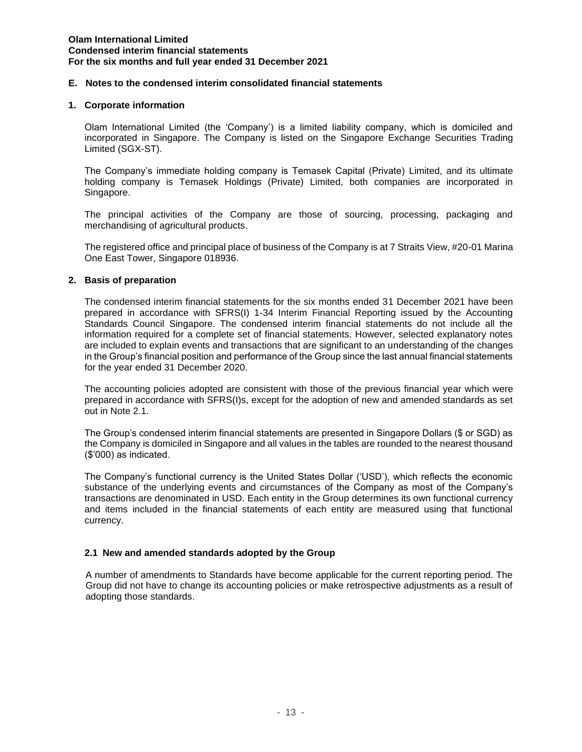## E. Notes to the condensed interim consolidated financial statements

### 1. Corporate information

Olam International Limited (the 'Company') is a limited liability company, which is domiciled and incorporated in Singapore. The Company is listed on the Singapore Exchange Securities Trading Limited (SGX-ST).

The Company's immediate holding company is Temasek Capital (Private) Limited, and its ultimate holding company is Temasek Holdings (Private) Limited, both companies are incorporated in Singapore.

The principal activities of the Company are those of sourcing, processing, packaging and merchandising of agricultural products.

The registered office and principal place of business of the Company is at 7 Straits View, #20-01 Marina One East Tower, Singapore 018936.

### 2. Basis of preparation

The condensed interim financial statements for the six months ended 31 December 2021 have been prepared in accordance with SFRS(I) 1-34 Interim Financial Reporting issued by the Accounting Standards Council Singapore. The condensed interim financial statements do not include all the information required for a complete set of financial statements. However, selected explanatory notes are included to explain events and transactions that are significant to an understanding of the changes in the Group's financial position and performance of the Group since the last annual financial statements for the year ended 31 December 2020.

The accounting policies adopted are consistent with those of the previous financial year which were prepared in accordance with SFRS(I)s, except for the adoption of new and amended standards as set out in Note 2.1.

The Group's condensed interim financial statements are presented in Singapore Dollars ($ or SGD) as the Company is domiciled in Singapore and all values in the tables are rounded to the nearest thousand ($'000) as indicated.

The Company's functional currency is the United States Dollar ('USD'), which reflects the economic substance of the underlying events and circumstances of the Company as most of the Company's transactions are denominated in USD. Each entity in the Group determines its own functional currency and items included in the financial statements of each entity are measured using that functional currency.

#### 2.1 New and amended standards adopted by the Group

A number of amendments to Standards have become applicable for the current reporting period. The Group did not have to change its accounting policies or make retrospective adjustments as a result of adopting those standards.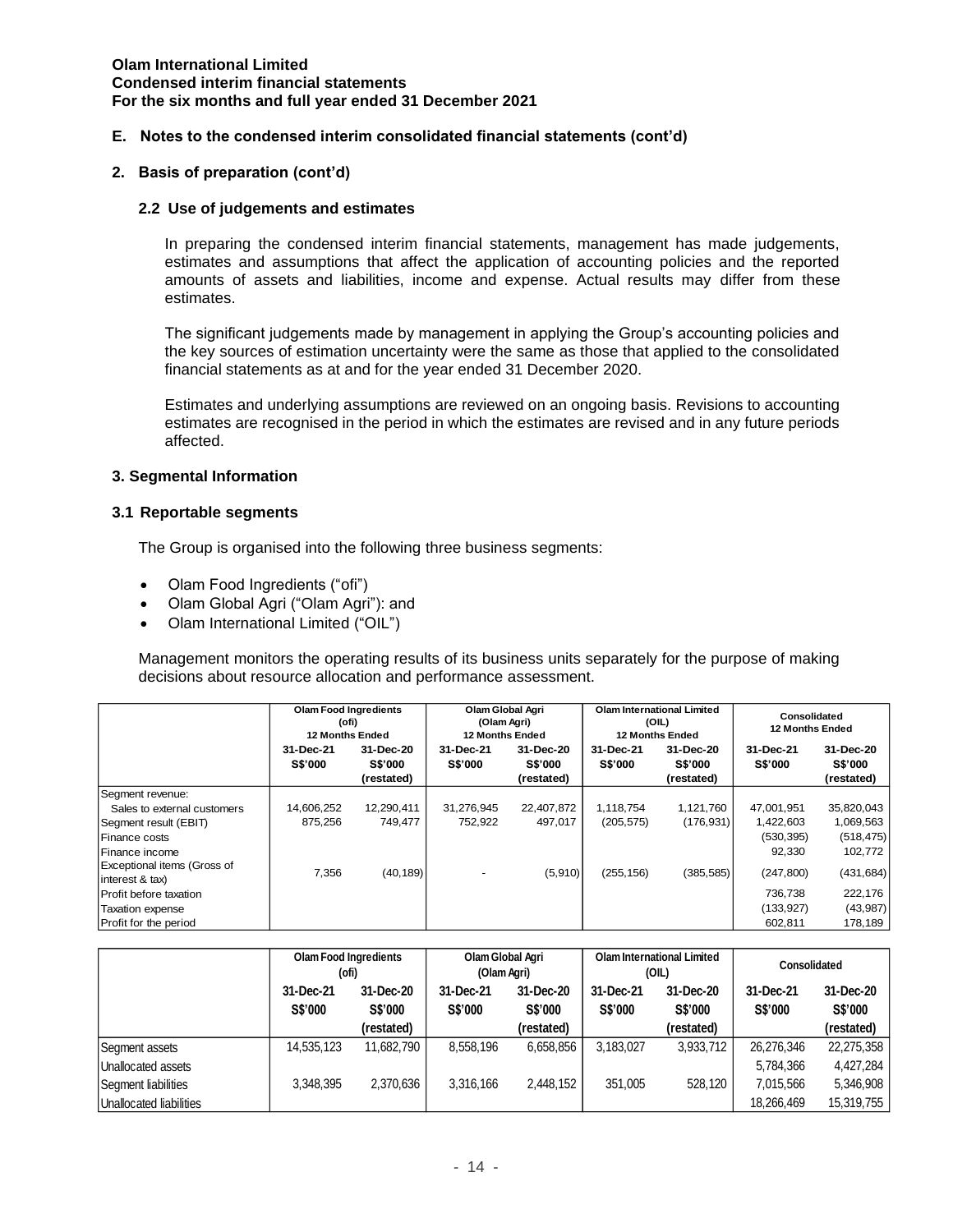**Olam International Limited**
**Condensed interim financial statements**
**For the six months and full year ended 31 December 2021**

## E. Notes to the condensed interim consolidated financial statements (cont'd)

### 2. Basis of preparation (cont'd)

#### 2.2 Use of judgements and estimates

In preparing the condensed interim financial statements, management has made judgements, estimates and assumptions that affect the application of accounting policies and the reported amounts of assets and liabilities, income and expense. Actual results may differ from these estimates.

The significant judgements made by management in applying the Group's accounting policies and the key sources of estimation uncertainty were the same as those that applied to the consolidated financial statements as at and for the year ended 31 December 2020.

Estimates and underlying assumptions are reviewed on an ongoing basis. Revisions to accounting estimates are recognised in the period in which the estimates are revised and in any future periods affected.

### 3. Segmental Information

#### 3.1 Reportable segments

The Group is organised into the following three business segments:

- Olam Food Ingredients ("ofi")
- Olam Global Agri ("Olam Agri"): and
- Olam International Limited ("OIL")

Management monitors the operating results of its business units separately for the purpose of making decisions about resource allocation and performance assessment.

| | Olam Food Ingredients (ofi) 12 Months Ended | | Olam Global Agri (Olam Agri) 12 Months Ended | | Olam International Limited (OIL) 12 Months Ended | | Consolidated 12 Months Ended | |
|---|---|---|---|---|---|---|---|---|
| | 31-Dec-21 S$'000 | 31-Dec-20 S$'000 (restated) | 31-Dec-21 S$'000 | 31-Dec-20 S$'000 (restated) | 31-Dec-21 S$'000 | 31-Dec-20 S$'000 (restated) | 31-Dec-21 S$'000 | 31-Dec-20 S$'000 (restated) |
| Segment revenue: | | | | | | | | |
| Sales to external customers | 14,606,252 | 12,290,411 | 31,276,945 | 22,407,872 | 1,118,754 | 1,121,760 | 47,001,951 | 35,820,043 |
| Segment result (EBIT) | 875,256 | 749,477 | 752,922 | 497,017 | (205,575) | (176,931) | 1,422,603 | 1,069,563 |
| Finance costs | | | | | | | (530,395) | (518,475) |
| Finance income | | | | | | | 92,330 | 102,772 |
| Exceptional items (Gross of interest & tax) | 7,356 | (40,189) | - | (5,910) | (255,156) | (385,585) | (247,800) | (431,684) |
| Profit before taxation | | | | | | | 736,738 | 222,176 |
| Taxation expense | | | | | | | (133,927) | (43,987) |
| Profit for the period | | | | | | | 602,811 | 178,189 |

| | Olam Food Ingredients (ofi) | | Olam Global Agri (Olam Agri) | | Olam International Limited (OIL) | | Consolidated | |
|---|---|---|---|---|---|---|---|---|
| | 31-Dec-21 S$'000 | 31-Dec-20 S$'000 (restated) | 31-Dec-21 S$'000 | 31-Dec-20 S$'000 (restated) | 31-Dec-21 S$'000 | 31-Dec-20 S$'000 (restated) | 31-Dec-21 S$'000 | 31-Dec-20 S$'000 (restated) |
| Segment assets | 14,535,123 | 11,682,790 | 8,558,196 | 6,658,856 | 3,183,027 | 3,933,712 | 26,276,346 | 22,275,358 |
| Unallocated assets | | | | | | | 5,784,366 | 4,427,284 |
| Segment liabilities | 3,348,395 | 2,370,636 | 3,316,166 | 2,448,152 | 351,005 | 528,120 | 7,015,566 | 5,346,908 |
| Unallocated liabilities | | | | | | | 18,266,469 | 15,319,755 |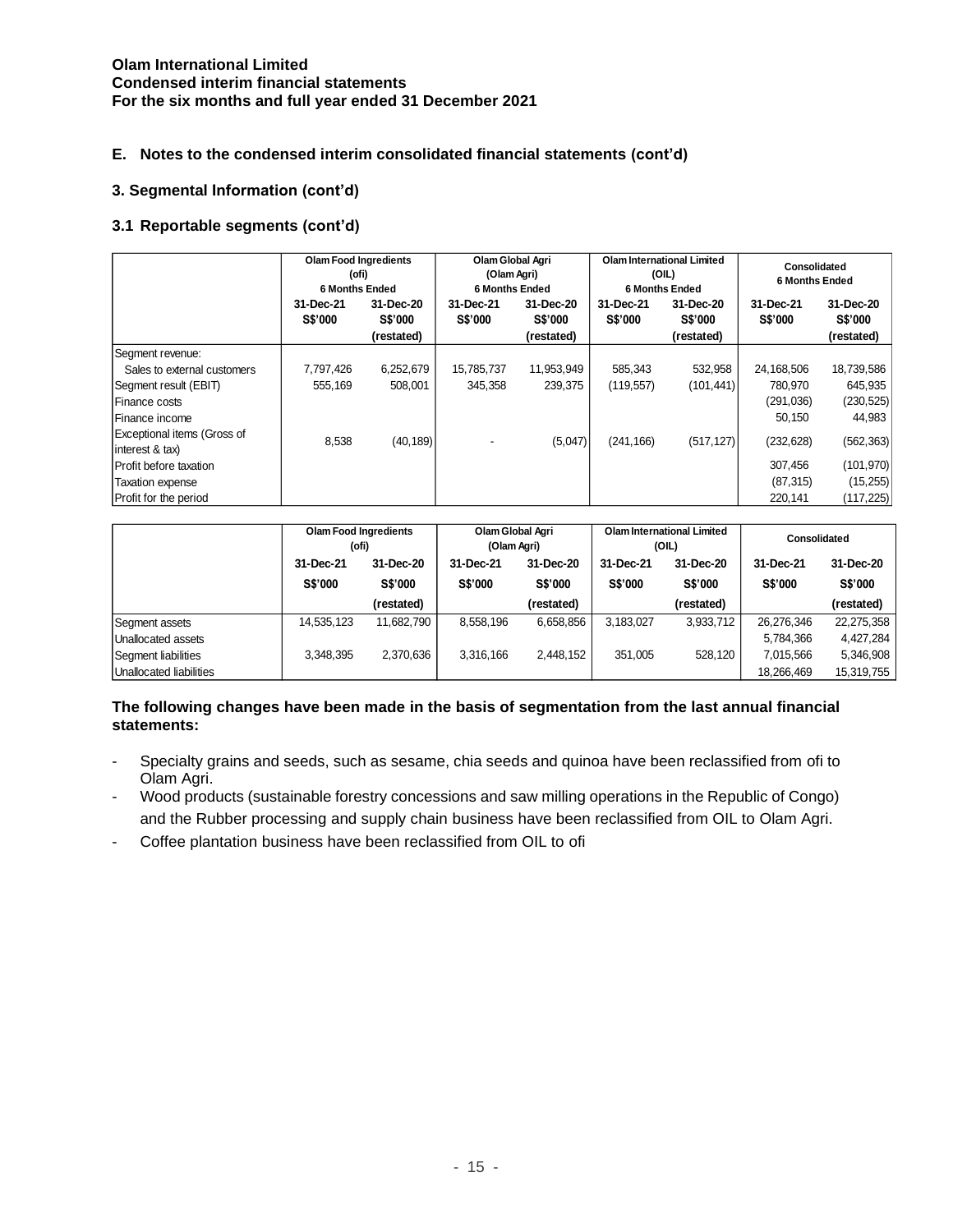**Olam International Limited**
**Condensed interim financial statements**
**For the six months and full year ended 31 December 2021**

## E. Notes to the condensed interim consolidated financial statements (cont'd)

### 3. Segmental Information (cont'd)

### 3.1 Reportable segments (cont'd)

| | Olam Food Ingredients (ofi) 6 Months Ended | | Olam Global Agri (Olam Agri) 6 Months Ended | | Olam International Limited (OIL) 6 Months Ended | | Consolidated 6 Months Ended | |
|---|---|---|---|---|---|---|---|---|
| | 31-Dec-21 S$'000 | 31-Dec-20 S$'000 (restated) | 31-Dec-21 S$'000 | 31-Dec-20 S$'000 (restated) | 31-Dec-21 S$'000 | 31-Dec-20 S$'000 (restated) | 31-Dec-21 S$'000 | 31-Dec-20 S$'000 (restated) |
| Segment revenue: | | | | | | | | |
| Sales to external customers | 7,797,426 | 6,252,679 | 15,785,737 | 11,953,949 | 585,343 | 532,958 | 24,168,506 | 18,739,586 |
| Segment result (EBIT) | 555,169 | 508,001 | 345,358 | 239,375 | (119,557) | (101,441) | 780,970 | 645,935 |
| Finance costs | | | | | | | (291,036) | (230,525) |
| Finance income | | | | | | | 50,150 | 44,983 |
| Exceptional items (Gross of interest & tax) | 8,538 | (40,189) | - | (5,047) | (241,166) | (517,127) | (232,628) | (562,363) |
| Profit before taxation | | | | | | | 307,456 | (101,970) |
| Taxation expense | | | | | | | (87,315) | (15,255) |
| Profit for the period | | | | | | | 220,141 | (117,225) |

| | Olam Food Ingredients (ofi) | | Olam Global Agri (Olam Agri) | | Olam International Limited (OIL) | | Consolidated | |
|---|---|---|---|---|---|---|---|---|
| | 31-Dec-21 S$'000 | 31-Dec-20 S$'000 (restated) | 31-Dec-21 S$'000 | 31-Dec-20 S$'000 (restated) | 31-Dec-21 S$'000 | 31-Dec-20 S$'000 (restated) | 31-Dec-21 S$'000 | 31-Dec-20 S$'000 (restated) |
| Segment assets | 14,535,123 | 11,682,790 | 8,558,196 | 6,658,856 | 3,183,027 | 3,933,712 | 26,276,346 | 22,275,358 |
| Unallocated assets | | | | | | | 5,784,366 | 4,427,284 |
| Segment liabilities | 3,348,395 | 2,370,636 | 3,316,166 | 2,448,152 | 351,005 | 528,120 | 7,015,566 | 5,346,908 |
| Unallocated liabilities | | | | | | | 18,266,469 | 15,319,755 |

**The following changes have been made in the basis of segmentation from the last annual financial statements:**

- Specialty grains and seeds, such as sesame, chia seeds and quinoa have been reclassified from ofi to Olam Agri.
- Wood products (sustainable forestry concessions and saw milling operations in the Republic of Congo) and the Rubber processing and supply chain business have been reclassified from OIL to Olam Agri.
- Coffee plantation business have been reclassified from OIL to ofi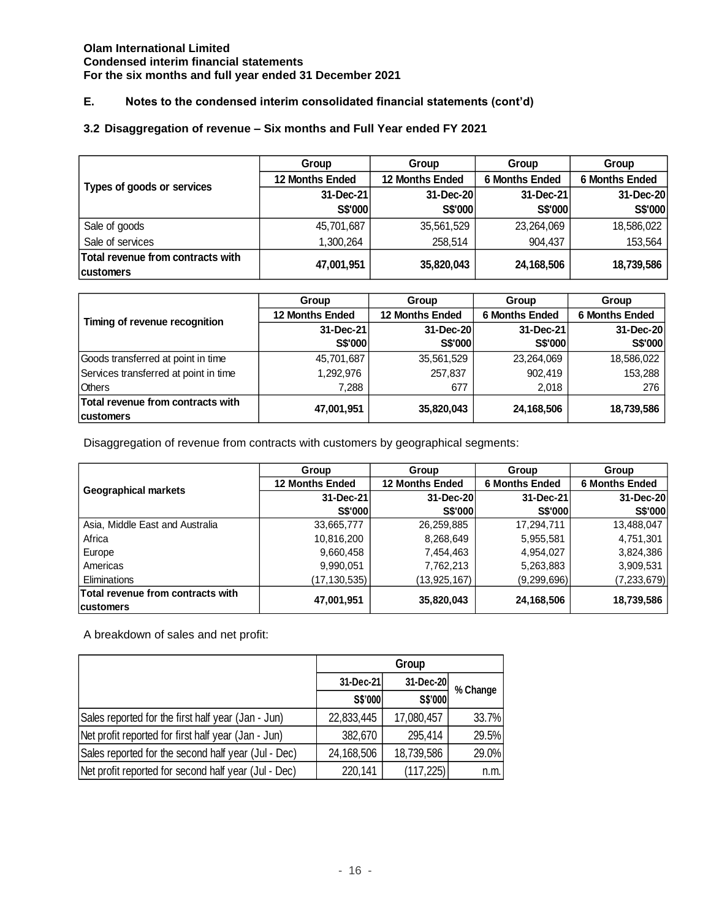**Olam International Limited**
**Condensed interim financial statements**
**For the six months and full year ended 31 December 2021**

## E. Notes to the condensed interim consolidated financial statements (cont'd)

### 3.2 Disaggregation of revenue – Six months and Full Year ended FY 2021

| Types of goods or services | Group | Group | Group | Group |
|---|---|---|---|---|
| | 12 Months Ended | 12 Months Ended | 6 Months Ended | 6 Months Ended |
| | 31-Dec-21 | 31-Dec-20 | 31-Dec-21 | 31-Dec-20 |
| | S$'000 | S$'000 | S$'000 | S$'000 |
| Sale of goods | 45,701,687 | 35,561,529 | 23,264,069 | 18,586,022 |
| Sale of services | 1,300,264 | 258,514 | 904,437 | 153,564 |
| **Total revenue from contracts with customers** | **47,001,951** | **35,820,043** | **24,168,506** | **18,739,586** |

| Timing of revenue recognition | Group | Group | Group | Group |
|---|---|---|---|---|
| | 12 Months Ended | 12 Months Ended | 6 Months Ended | 6 Months Ended |
| | 31-Dec-21 | 31-Dec-20 | 31-Dec-21 | 31-Dec-20 |
| | S$'000 | S$'000 | S$'000 | S$'000 |
| Goods transferred at point in time | 45,701,687 | 35,561,529 | 23,264,069 | 18,586,022 |
| Services transferred at point in time | 1,292,976 | 257,837 | 902,419 | 153,288 |
| Others | 7,288 | 677 | 2,018 | 276 |
| **Total revenue from contracts with customers** | **47,001,951** | **35,820,043** | **24,168,506** | **18,739,586** |

Disaggregation of revenue from contracts with customers by geographical segments:

| Geographical markets | Group | Group | Group | Group |
|---|---|---|---|---|
| | 12 Months Ended | 12 Months Ended | 6 Months Ended | 6 Months Ended |
| | 31-Dec-21 | 31-Dec-20 | 31-Dec-21 | 31-Dec-20 |
| | S$'000 | S$'000 | S$'000 | S$'000 |
| Asia, Middle East and Australia | 33,665,777 | 26,259,885 | 17,294,711 | 13,488,047 |
| Africa | 10,816,200 | 8,268,649 | 5,955,581 | 4,751,301 |
| Europe | 9,660,458 | 7,454,463 | 4,954,027 | 3,824,386 |
| Americas | 9,990,051 | 7,762,213 | 5,263,883 | 3,909,531 |
| Eliminations | (17,130,535) | (13,925,167) | (9,299,696) | (7,233,679) |
| **Total revenue from contracts with customers** | **47,001,951** | **35,820,043** | **24,168,506** | **18,739,586** |

A breakdown of sales and net profit:

| | Group | | |
|---|---|---|---|
| | 31-Dec-21 | 31-Dec-20 | % Change |
| | S$'000 | S$'000 | |
| Sales reported for the first half year (Jan - Jun) | 22,833,445 | 17,080,457 | 33.7% |
| Net profit reported for first half year (Jan - Jun) | 382,670 | 295,414 | 29.5% |
| Sales reported for the second half year (Jul - Dec) | 24,168,506 | 18,739,586 | 29.0% |
| Net profit reported for second half year (Jul - Dec) | 220,141 | (117,225) | n.m. |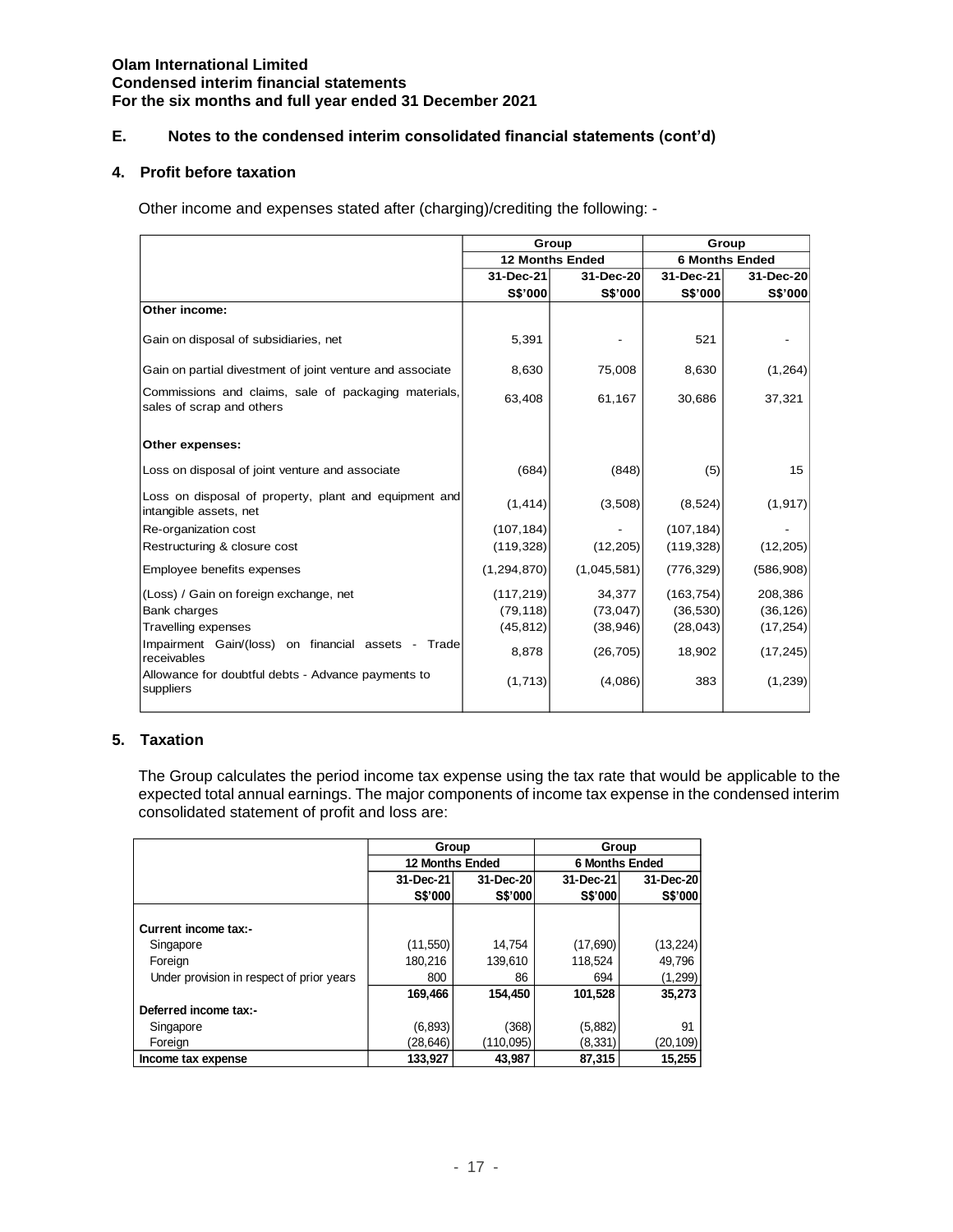**Olam International Limited**
**Condensed interim financial statements**
**For the six months and full year ended 31 December 2021**

## E. Notes to the condensed interim consolidated financial statements (cont'd)

### 4. Profit before taxation

Other income and expenses stated after (charging)/crediting the following: -

| | Group | | Group | |
|---|---|---|---|---|
| | 12 Months Ended | | 6 Months Ended | |
| | 31-Dec-21 | 31-Dec-20 | 31-Dec-21 | 31-Dec-20 |
| | S$'000 | S$'000 | S$'000 | S$'000 |
| **Other income:** | | | | |
| Gain on disposal of subsidiaries, net | 5,391 | - | 521 | - |
| Gain on partial divestment of joint venture and associate | 8,630 | 75,008 | 8,630 | (1,264) |
| Commissions and claims, sale of packaging materials, sales of scrap and others | 63,408 | 61,167 | 30,686 | 37,321 |
| **Other expenses:** | | | | |
| Loss on disposal of joint venture and associate | (684) | (848) | (5) | 15 |
| Loss on disposal of property, plant and equipment and intangible assets, net | (1,414) | (3,508) | (8,524) | (1,917) |
| Re-organization cost | (107,184) | - | (107,184) | - |
| Restructuring & closure cost | (119,328) | (12,205) | (119,328) | (12,205) |
| Employee benefits expenses | (1,294,870) | (1,045,581) | (776,329) | (586,908) |
| (Loss) / Gain on foreign exchange, net | (117,219) | 34,377 | (163,754) | 208,386 |
| Bank charges | (79,118) | (73,047) | (36,530) | (36,126) |
| Travelling expenses | (45,812) | (38,946) | (28,043) | (17,254) |
| Impairment Gain/(loss) on financial assets - Trade receivables | 8,878 | (26,705) | 18,902 | (17,245) |
| Allowance for doubtful debts - Advance payments to suppliers | (1,713) | (4,086) | 383 | (1,239) |

### 5. Taxation

The Group calculates the period income tax expense using the tax rate that would be applicable to the expected total annual earnings. The major components of income tax expense in the condensed interim consolidated statement of profit and loss are:

| | Group | | Group | |
|---|---|---|---|---|
| | 12 Months Ended | | 6 Months Ended | |
| | 31-Dec-21 | 31-Dec-20 | 31-Dec-21 | 31-Dec-20 |
| | S$'000 | S$'000 | S$'000 | S$'000 |
| **Current income tax:-** | | | | |
| Singapore | (11,550) | 14,754 | (17,690) | (13,224) |
| Foreign | 180,216 | 139,610 | 118,524 | 49,796 |
| Under provision in respect of prior years | 800 | 86 | 694 | (1,299) |
| | **169,466** | **154,450** | **101,528** | **35,273** |
| **Deferred income tax:-** | | | | |
| Singapore | (6,893) | (368) | (5,882) | 91 |
| Foreign | (28,646) | (110,095) | (8,331) | (20,109) |
| **Income tax expense** | **133,927** | **43,987** | **87,315** | **15,255** |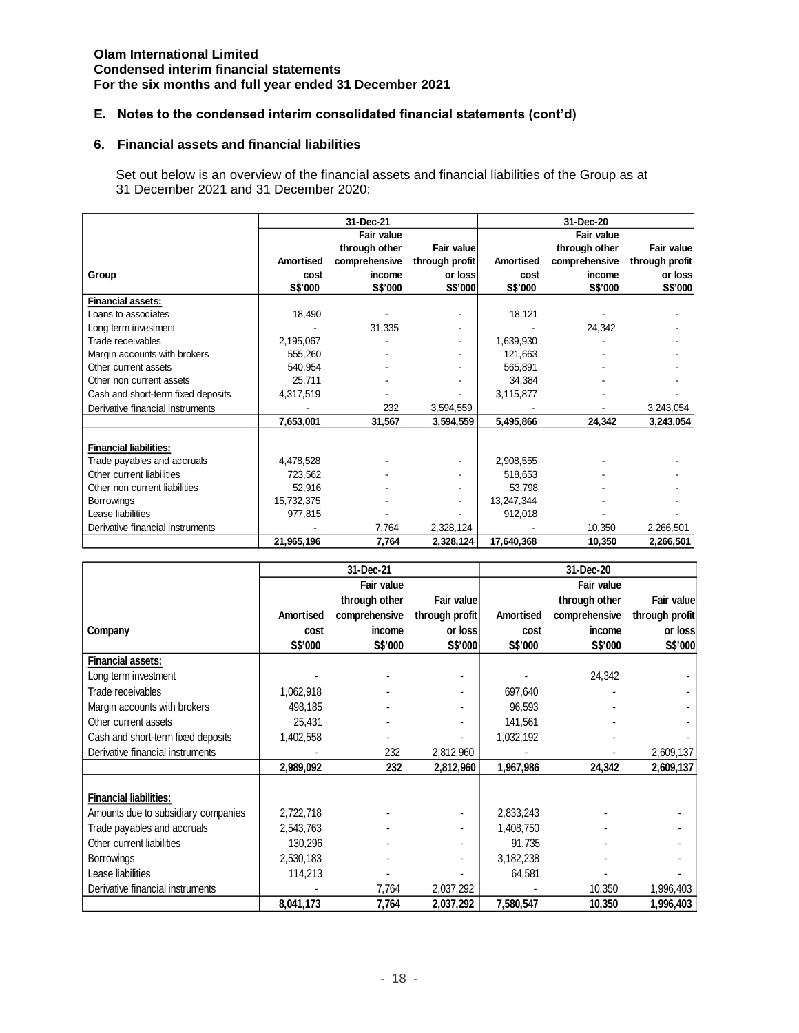**Olam International Limited**
**Condensed interim financial statements**
**For the six months and full year ended 31 December 2021**

## E. Notes to the condensed interim consolidated financial statements (cont'd)

### 6. Financial assets and financial liabilities

Set out below is an overview of the financial assets and financial liabilities of the Group as at 31 December 2021 and 31 December 2020:

| Group | 31-Dec-21 | | | 31-Dec-20 | | |
|---|---|---|---|---|---|---|
| | Amortised cost S$'000 | Fair value through other comprehensive income S$'000 | Fair value through profit or loss S$'000 | Amortised cost S$'000 | Fair value through other comprehensive income S$'000 | Fair value through profit or loss S$'000 |
| **Financial assets:** | | | | | | |
| Loans to associates | 18,490 | - | - | 18,121 | - | - |
| Long term investment | - | 31,335 | - | - | 24,342 | - |
| Trade receivables | 2,195,067 | - | - | 1,639,930 | - | - |
| Margin accounts with brokers | 555,260 | - | - | 121,663 | - | - |
| Other current assets | 540,954 | - | - | 565,891 | - | - |
| Other non current assets | 25,711 | - | - | 34,384 | - | - |
| Cash and short-term fixed deposits | 4,317,519 | - | - | 3,115,877 | - | - |
| Derivative financial instruments | - | 232 | 3,594,559 | - | - | 3,243,054 |
| | **7,653,001** | **31,567** | **3,594,559** | **5,495,866** | **24,342** | **3,243,054** |
| **Financial liabilities:** | | | | | | |
| Trade payables and accruals | 4,478,528 | - | - | 2,908,555 | - | - |
| Other current liabilities | 723,562 | - | - | 518,653 | - | - |
| Other non current liabilities | 52,916 | - | - | 53,798 | - | - |
| Borrowings | 15,732,375 | - | - | 13,247,344 | - | - |
| Lease liabilities | 977,815 | - | - | 912,018 | - | - |
| Derivative financial instruments | - | 7,764 | 2,328,124 | - | 10,350 | 2,266,501 |
| | **21,965,196** | **7,764** | **2,328,124** | **17,640,368** | **10,350** | **2,266,501** |

| Company | 31-Dec-21 | | | 31-Dec-20 | | |
|---|---|---|---|---|---|---|
| | Amortised cost S$'000 | Fair value through other comprehensive income S$'000 | Fair value through profit or loss S$'000 | Amortised cost S$'000 | Fair value through other comprehensive income S$'000 | Fair value through profit or loss S$'000 |
| **Financial assets:** | | | | | | |
| Long term investment | - | - | - | - | 24,342 | - |
| Trade receivables | 1,062,918 | - | - | 697,640 | - | - |
| Margin accounts with brokers | 498,185 | - | - | 96,593 | - | - |
| Other current assets | 25,431 | - | - | 141,561 | - | - |
| Cash and short-term fixed deposits | 1,402,558 | - | - | 1,032,192 | - | - |
| Derivative financial instruments | - | 232 | 2,812,960 | - | - | 2,609,137 |
| | **2,989,092** | **232** | **2,812,960** | **1,967,986** | **24,342** | **2,609,137** |
| **Financial liabilities:** | | | | | | |
| Amounts due to subsidiary companies | 2,722,718 | - | - | 2,833,243 | - | - |
| Trade payables and accruals | 2,543,763 | - | - | 1,408,750 | - | - |
| Other current liabilities | 130,296 | - | - | 91,735 | - | - |
| Borrowings | 2,530,183 | - | - | 3,182,238 | - | - |
| Lease liabilities | 114,213 | - | - | 64,581 | - | - |
| Derivative financial instruments | - | 7,764 | 2,037,292 | - | 10,350 | 1,996,403 |
| | **8,041,173** | **7,764** | **2,037,292** | **7,580,547** | **10,350** | **1,996,403** |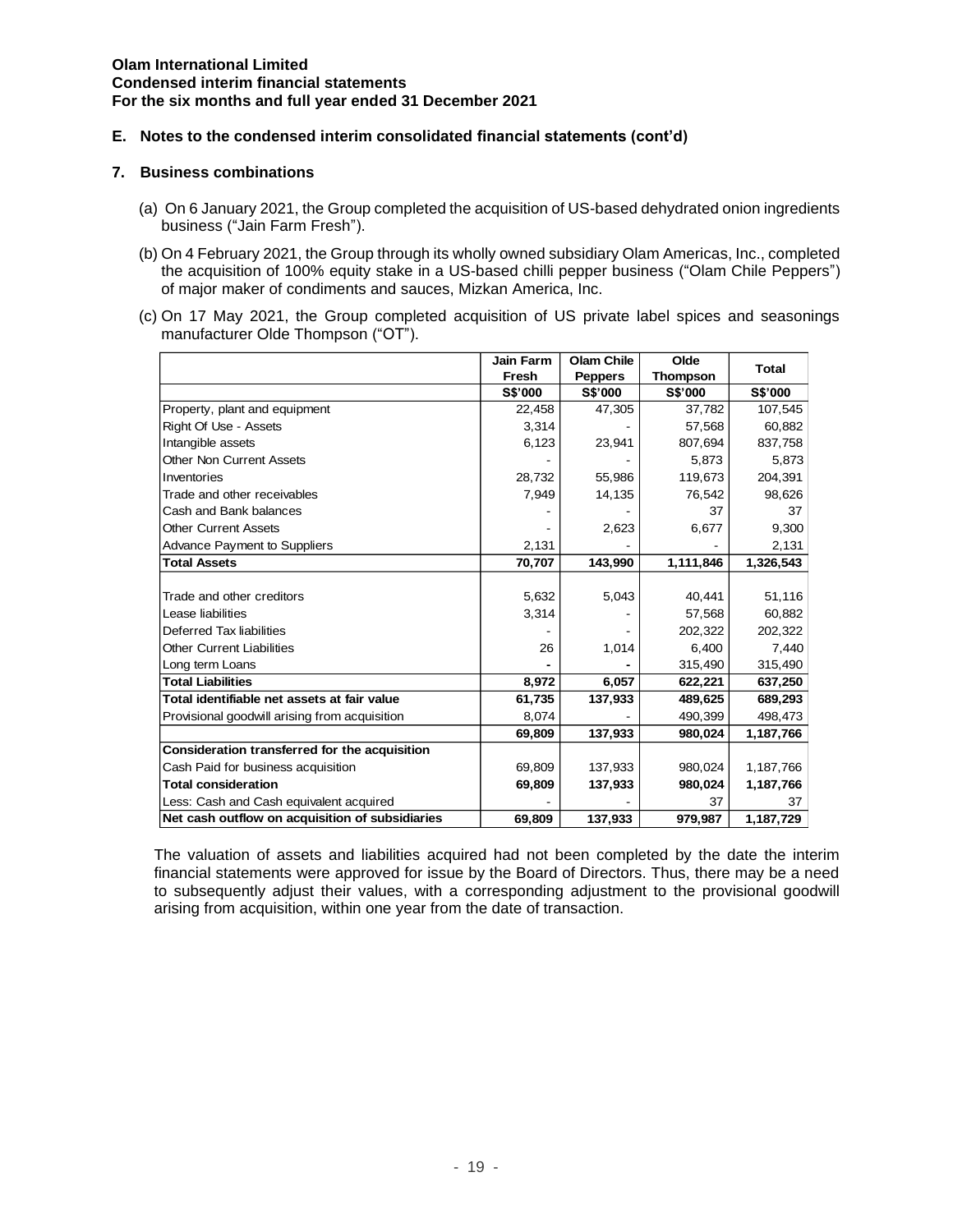**Olam International Limited**
**Condensed interim financial statements**
**For the six months and full year ended 31 December 2021**

## E. Notes to the condensed interim consolidated financial statements (cont'd)

### 7. Business combinations

(a) On 6 January 2021, the Group completed the acquisition of US-based dehydrated onion ingredients business ("Jain Farm Fresh").

(b) On 4 February 2021, the Group through its wholly owned subsidiary Olam Americas, Inc., completed the acquisition of 100% equity stake in a US-based chilli pepper business ("Olam Chile Peppers") of major maker of condiments and sauces, Mizkan America, Inc.

(c) On 17 May 2021, the Group completed acquisition of US private label spices and seasonings manufacturer Olde Thompson ("OT").

| | Jain Farm Fresh | Olam Chile Peppers | Olde Thompson | Total |
|---|---|---|---|---|
| | S$'000 | S$'000 | S$'000 | S$'000 |
| Property, plant and equipment | 22,458 | 47,305 | 37,782 | 107,545 |
| Right Of Use - Assets | 3,314 | - | 57,568 | 60,882 |
| Intangible assets | 6,123 | 23,941 | 807,694 | 837,758 |
| Other Non Current Assets | - | - | 5,873 | 5,873 |
| Inventories | 28,732 | 55,986 | 119,673 | 204,391 |
| Trade and other receivables | 7,949 | 14,135 | 76,542 | 98,626 |
| Cash and Bank balances | - | - | 37 | 37 |
| Other Current Assets | - | 2,623 | 6,677 | 9,300 |
| Advance Payment to Suppliers | 2,131 | - | - | 2,131 |
| **Total Assets** | **70,707** | **143,990** | **1,111,846** | **1,326,543** |
| Trade and other creditors | 5,632 | 5,043 | 40,441 | 51,116 |
| Lease liabilities | 3,314 | - | 57,568 | 60,882 |
| Deferred Tax liabilities | - | - | 202,322 | 202,322 |
| Other Current Liabilities | 26 | 1,014 | 6,400 | 7,440 |
| Long term Loans | - | - | 315,490 | 315,490 |
| **Total Liabilities** | **8,972** | **6,057** | **622,221** | **637,250** |
| **Total identifiable net assets at fair value** | **61,735** | **137,933** | **489,625** | **689,293** |
| Provisional goodwill arising from acquisition | 8,074 | - | 490,399 | 498,473 |
| | **69,809** | **137,933** | **980,024** | **1,187,766** |
| **Consideration transferred for the acquisition** | | | | |
| Cash Paid for business acquisition | 69,809 | 137,933 | 980,024 | 1,187,766 |
| **Total consideration** | **69,809** | **137,933** | **980,024** | **1,187,766** |
| Less: Cash and Cash equivalent acquired | - | - | 37 | 37 |
| **Net cash outflow on acquisition of subsidiaries** | **69,809** | **137,933** | **979,987** | **1,187,729** |

The valuation of assets and liabilities acquired had not been completed by the date the interim financial statements were approved for issue by the Board of Directors. Thus, there may be a need to subsequently adjust their values, with a corresponding adjustment to the provisional goodwill arising from acquisition, within one year from the date of transaction.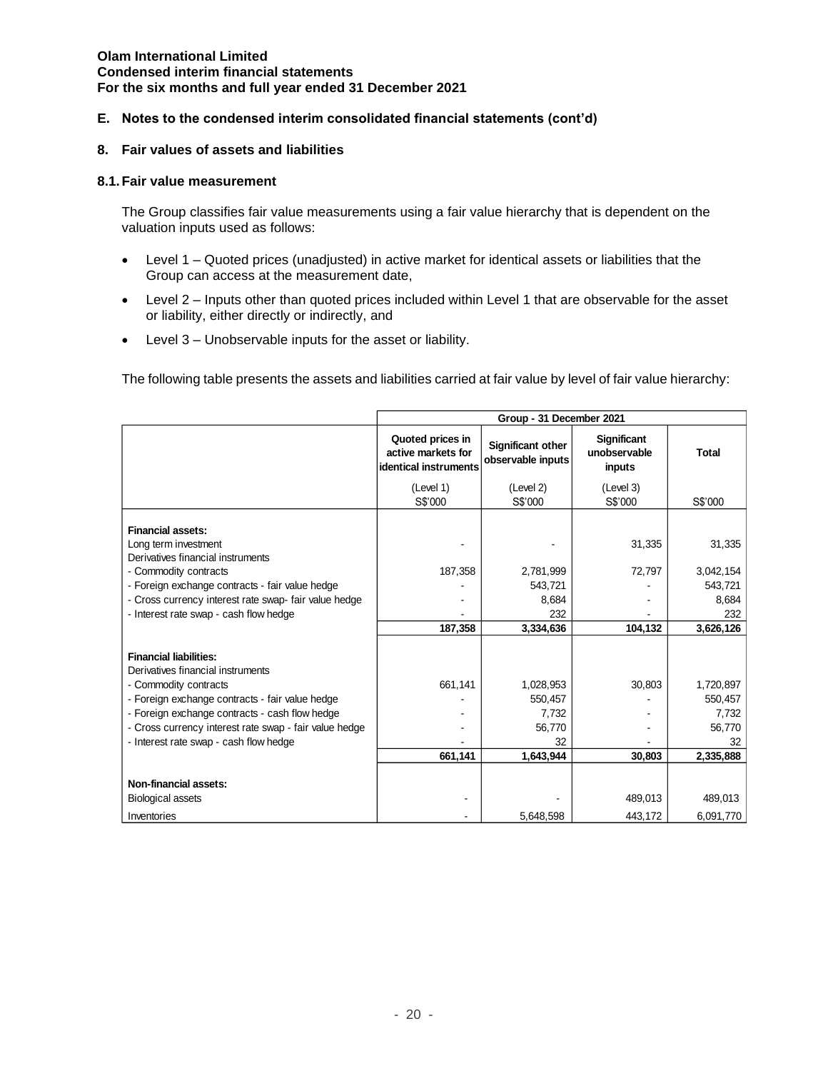**Olam International Limited**
**Condensed interim financial statements**
**For the six months and full year ended 31 December 2021**

## E. Notes to the condensed interim consolidated financial statements (cont'd)

## 8. Fair values of assets and liabilities

### 8.1. Fair value measurement

The Group classifies fair value measurements using a fair value hierarchy that is dependent on the valuation inputs used as follows:

- Level 1 – Quoted prices (unadjusted) in active market for identical assets or liabilities that the Group can access at the measurement date,
- Level 2 – Inputs other than quoted prices included within Level 1 that are observable for the asset or liability, either directly or indirectly, and
- Level 3 – Unobservable inputs for the asset or liability.

The following table presents the assets and liabilities carried at fair value by level of fair value hierarchy:

| | Group - 31 December 2021 | | | |
|---|---|---|---|---|
| | Quoted prices in active markets for identical instruments | Significant other observable inputs | Significant unobservable inputs | Total |
| | (Level 1) S$'000 | (Level 2) S$'000 | (Level 3) S$'000 | S$'000 |
| **Financial assets:** | | | | |
| Long term investment | - | - | 31,335 | 31,335 |
| Derivatives financial instruments | | | | |
| - Commodity contracts | 187,358 | 2,781,999 | 72,797 | 3,042,154 |
| - Foreign exchange contracts - fair value hedge | - | 543,721 | - | 543,721 |
| - Cross currency interest rate swap- fair value hedge | - | 8,684 | - | 8,684 |
| - Interest rate swap - cash flow hedge | - | 232 | - | 232 |
| | **187,358** | **3,334,636** | **104,132** | **3,626,126** |
| **Financial liabilities:** | | | | |
| Derivatives financial instruments | | | | |
| - Commodity contracts | 661,141 | 1,028,953 | 30,803 | 1,720,897 |
| - Foreign exchange contracts - fair value hedge | - | 550,457 | - | 550,457 |
| - Foreign exchange contracts - cash flow hedge | - | 7,732 | - | 7,732 |
| - Cross currency interest rate swap - fair value hedge | - | 56,770 | - | 56,770 |
| - Interest rate swap - cash flow hedge | - | 32 | - | 32 |
| | **661,141** | **1,643,944** | **30,803** | **2,335,888** |
| **Non-financial assets:** | | | | |
| Biological assets | - | - | 489,013 | 489,013 |
| Inventories | - | 5,648,598 | 443,172 | 6,091,770 |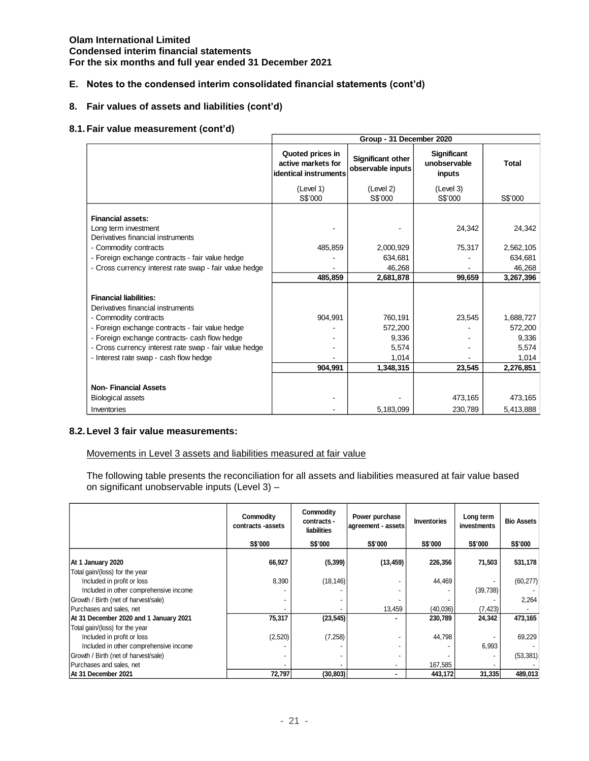**Olam International Limited**
**Condensed interim financial statements**
**For the six months and full year ended 31 December 2021**

## E. Notes to the condensed interim consolidated financial statements (cont'd)

### 8. Fair values of assets and liabilities (cont'd)

### 8.1. Fair value measurement (cont'd)

| | Group - 31 December 2020 | | | |
|---|---|---|---|---|
| | Quoted prices in active markets for identical instruments | Significant other observable inputs | Significant unobservable inputs | Total |
| | (Level 1) S$'000 | (Level 2) S$'000 | (Level 3) S$'000 | S$'000 |
| **Financial assets:** | | | | |
| Long term investment | - | - | 24,342 | 24,342 |
| Derivatives financial instruments | | | | |
| - Commodity contracts | 485,859 | 2,000,929 | 75,317 | 2,562,105 |
| - Foreign exchange contracts - fair value hedge | - | 634,681 | - | 634,681 |
| - Cross currency interest rate swap - fair value hedge | - | 46,268 | - | 46,268 |
| | **485,859** | **2,681,878** | **99,659** | **3,267,396** |
| **Financial liabilities:** | | | | |
| Derivatives financial instruments | | | | |
| - Commodity contracts | 904,991 | 760,191 | 23,545 | 1,688,727 |
| - Foreign exchange contracts - fair value hedge | - | 572,200 | - | 572,200 |
| - Foreign exchange contracts- cash flow hedge | - | 9,336 | - | 9,336 |
| - Cross currency interest rate swap - fair value hedge | - | 5,574 | - | 5,574 |
| - Interest rate swap - cash flow hedge | - | 1,014 | - | 1,014 |
| | **904,991** | **1,348,315** | **23,545** | **2,276,851** |
| **Non- Financial Assets** | | | | |
| Biological assets | - | - | 473,165 | 473,165 |
| Inventories | - | 5,183,099 | 230,789 | 5,413,888 |

### 8.2. Level 3 fair value measurements:

Movements in Level 3 assets and liabilities measured at fair value

The following table presents the reconciliation for all assets and liabilities measured at fair value based on significant unobservable inputs (Level 3) –

| | Commodity contracts -assets | Commodity contracts - liabilities | Power purchase agreement - assets | Inventories | Long term investments | Bio Assets |
|---|---|---|---|---|---|---|
| | S$'000 | S$'000 | S$'000 | S$'000 | S$'000 | S$'000 |
| **At 1 January 2020** | **66,927** | **(5,399)** | **(13,459)** | **226,356** | **71,503** | **531,178** |
| Total gain/(loss) for the year | | | | | | |
| Included in profit or loss | 8,390 | (18,146) | - | 44,469 | - | (60,277) |
| Included in other comprehensive income | - | - | - | - | (39,738) | - |
| Growth / Birth (net of harvest/sale) | - | - | - | - | - | 2,264 |
| Purchases and sales, net | - | - | 13,459 | (40,036) | (7,423) | - |
| **At 31 December 2020 and 1 January 2021** | **75,317** | **(23,545)** | **-** | **230,789** | **24,342** | **473,165** |
| Total gain/(loss) for the year | | | | | | |
| Included in profit or loss | (2,520) | (7,258) | - | 44,798 | - | 69,229 |
| Included in other comprehensive income | - | - | - | - | 6,993 | - |
| Growth / Birth (net of harvest/sale) | - | - | - | - | - | (53,381) |
| Purchases and sales, net | - | - | - | 167,585 | - | - |
| **At 31 December 2021** | **72,797** | **(30,803)** | **-** | **443,172** | **31,335** | **489,013** |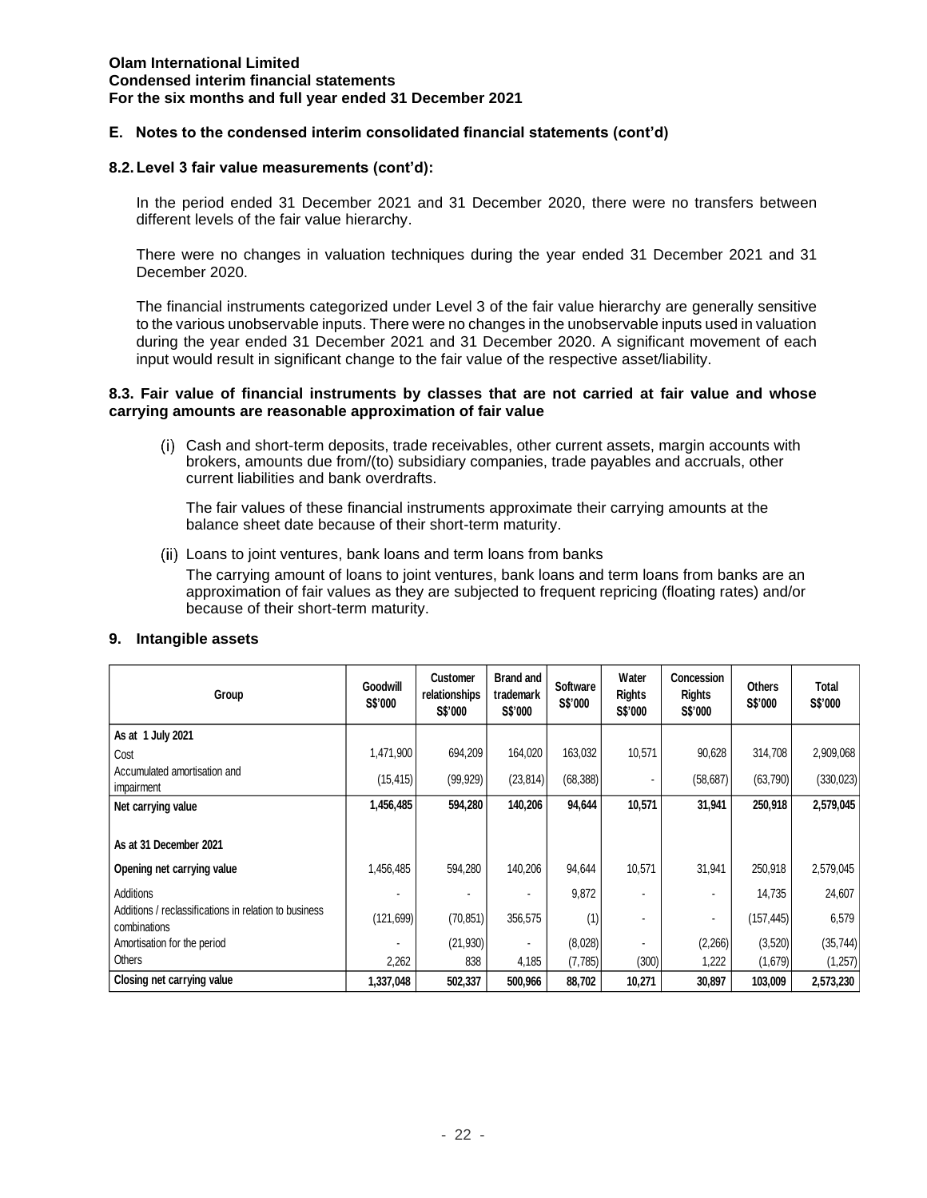## E. Notes to the condensed interim consolidated financial statements (cont'd)

### 8.2. Level 3 fair value measurements (cont'd):

In the period ended 31 December 2021 and 31 December 2020, there were no transfers between different levels of the fair value hierarchy.

There were no changes in valuation techniques during the year ended 31 December 2021 and 31 December 2020.

The financial instruments categorized under Level 3 of the fair value hierarchy are generally sensitive to the various unobservable inputs. There were no changes in the unobservable inputs used in valuation during the year ended 31 December 2021 and 31 December 2020. A significant movement of each input would result in significant change to the fair value of the respective asset/liability.

### 8.3. Fair value of financial instruments by classes that are not carried at fair value and whose carrying amounts are reasonable approximation of fair value

(i) Cash and short-term deposits, trade receivables, other current assets, margin accounts with brokers, amounts due from/(to) subsidiary companies, trade payables and accruals, other current liabilities and bank overdrafts.

The fair values of these financial instruments approximate their carrying amounts at the balance sheet date because of their short-term maturity.

(ii) Loans to joint ventures, bank loans and term loans from banks

The carrying amount of loans to joint ventures, bank loans and term loans from banks are an approximation of fair values as they are subjected to frequent repricing (floating rates) and/or because of their short-term maturity.

## 9. Intangible assets

| Group | Goodwill S$'000 | Customer relationships S$'000 | Brand and trademark S$'000 | Software S$'000 | Water Rights S$'000 | Concession Rights S$'000 | Others S$'000 | Total S$'000 |
|---|---|---|---|---|---|---|---|---|
| **As at 1 July 2021** | | | | | | | | |
| Cost | 1,471,900 | 694,209 | 164,020 | 163,032 | 10,571 | 90,628 | 314,708 | 2,909,068 |
| Accumulated amortisation and impairment | (15,415) | (99,929) | (23,814) | (68,388) | - | (58,687) | (63,790) | (330,023) |
| **Net carrying value** | **1,456,485** | **594,280** | **140,206** | **94,644** | **10,571** | **31,941** | **250,918** | **2,579,045** |
| | | | | | | | | |
| **As at 31 December 2021** | | | | | | | | |
| **Opening net carrying value** | 1,456,485 | 594,280 | 140,206 | 94,644 | 10,571 | 31,941 | 250,918 | 2,579,045 |
| Additions | - | - | - | 9,872 | - | - | 14,735 | 24,607 |
| Additions / reclassifications in relation to business combinations | (121,699) | (70,851) | 356,575 | (1) | - | - | (157,445) | 6,579 |
| Amortisation for the period | - | (21,930) | - | (8,028) | - | (2,266) | (3,520) | (35,744) |
| Others | 2,262 | 838 | 4,185 | (7,785) | (300) | 1,222 | (1,679) | (1,257) |
| **Closing net carrying value** | **1,337,048** | **502,337** | **500,966** | **88,702** | **10,271** | **30,897** | **103,009** | **2,573,230** |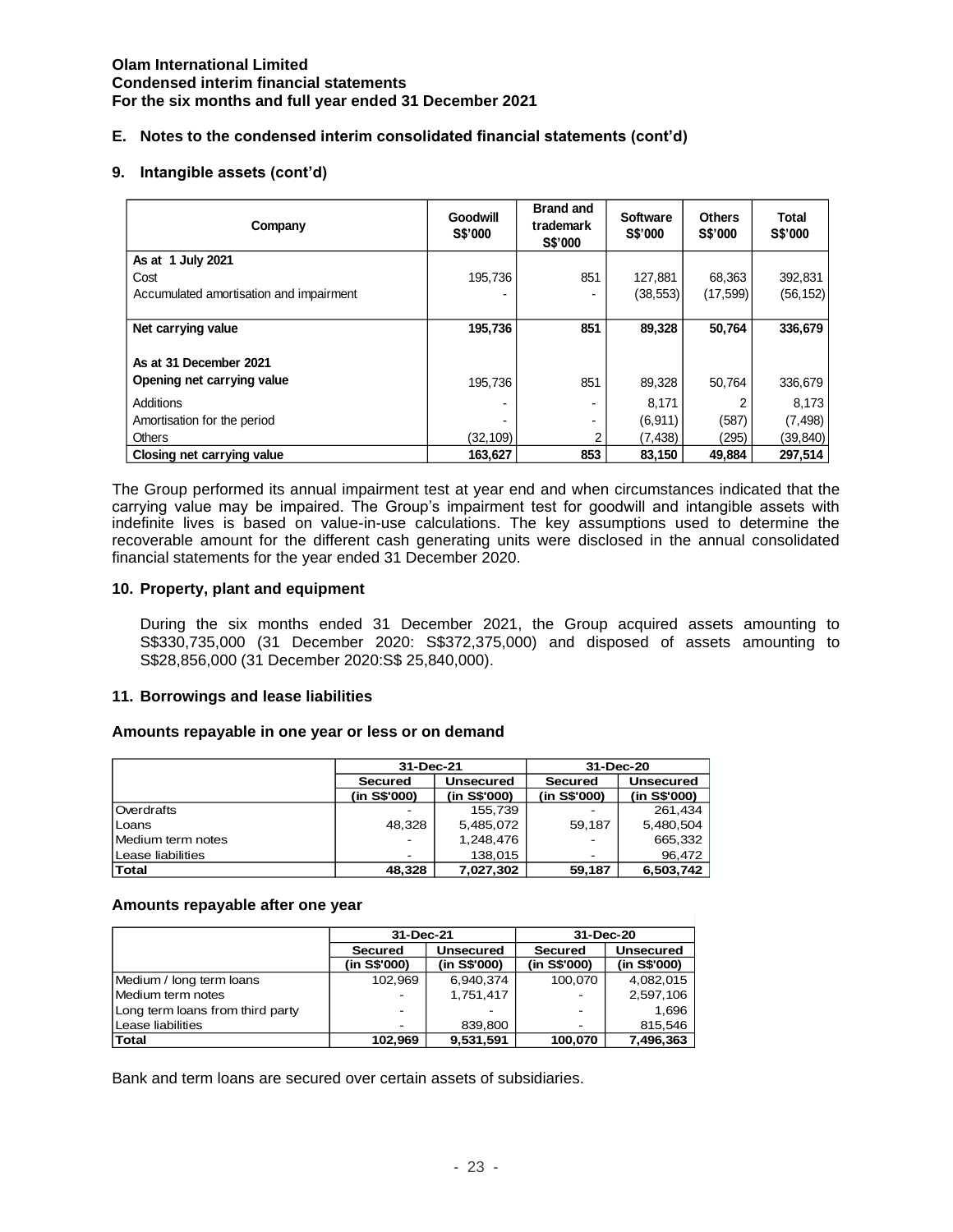**Olam International Limited**
**Condensed interim financial statements**
**For the six months and full year ended 31 December 2021**

### E. Notes to the condensed interim consolidated financial statements (cont'd)

### 9. Intangible assets (cont'd)

| Company | Goodwill S$'000 | Brand and trademark S$'000 | Software S$'000 | Others S$'000 | Total S$'000 |
|---|---|---|---|---|---|
| **As at 1 July 2021** | | | | | |
| Cost | 195,736 | 851 | 127,881 | 68,363 | 392,831 |
| Accumulated amortisation and impairment | - | - | (38,553) | (17,599) | (56,152) |
| **Net carrying value** | **195,736** | **851** | **89,328** | **50,764** | **336,679** |
| **As at 31 December 2021** | | | | | |
| **Opening net carrying value** | 195,736 | 851 | 89,328 | 50,764 | 336,679 |
| Additions | - | - | 8,171 | 2 | 8,173 |
| Amortisation for the period | - | - | (6,911) | (587) | (7,498) |
| Others | (32,109) | 2 | (7,438) | (295) | (39,840) |
| **Closing net carrying value** | **163,627** | **853** | **83,150** | **49,884** | **297,514** |

The Group performed its annual impairment test at year end and when circumstances indicated that the carrying value may be impaired. The Group's impairment test for goodwill and intangible assets with indefinite lives is based on value-in-use calculations. The key assumptions used to determine the recoverable amount for the different cash generating units were disclosed in the annual consolidated financial statements for the year ended 31 December 2020.

### 10. Property, plant and equipment

During the six months ended 31 December 2021, the Group acquired assets amounting to S$330,735,000 (31 December 2020: S$372,375,000) and disposed of assets amounting to S$28,856,000 (31 December 2020:S$ 25,840,000).

### 11. Borrowings and lease liabilities

**Amounts repayable in one year or less or on demand**

| | 31-Dec-21 | | 31-Dec-20 | |
|---|---|---|---|---|
| | Secured | Unsecured | Secured | Unsecured |
| | (in S$'000) | (in S$'000) | (in S$'000) | (in S$'000) |
| Overdrafts | - | 155,739 | - | 261,434 |
| Loans | 48,328 | 5,485,072 | 59,187 | 5,480,504 |
| Medium term notes | - | 1,248,476 | - | 665,332 |
| Lease liabilities | - | 138,015 | - | 96,472 |
| **Total** | **48,328** | **7,027,302** | **59,187** | **6,503,742** |

**Amounts repayable after one year**

| | 31-Dec-21 | | 31-Dec-20 | |
|---|---|---|---|---|
| | Secured | Unsecured | Secured | Unsecured |
| | (in S$'000) | (in S$'000) | (in S$'000) | (in S$'000) |
| Medium / long term loans | 102,969 | 6,940,374 | 100,070 | 4,082,015 |
| Medium term notes | - | 1,751,417 | - | 2,597,106 |
| Long term loans from third party | - | - | - | 1,696 |
| Lease liabilities | - | 839,800 | - | 815,546 |
| **Total** | **102,969** | **9,531,591** | **100,070** | **7,496,363** |

Bank and term loans are secured over certain assets of subsidiaries.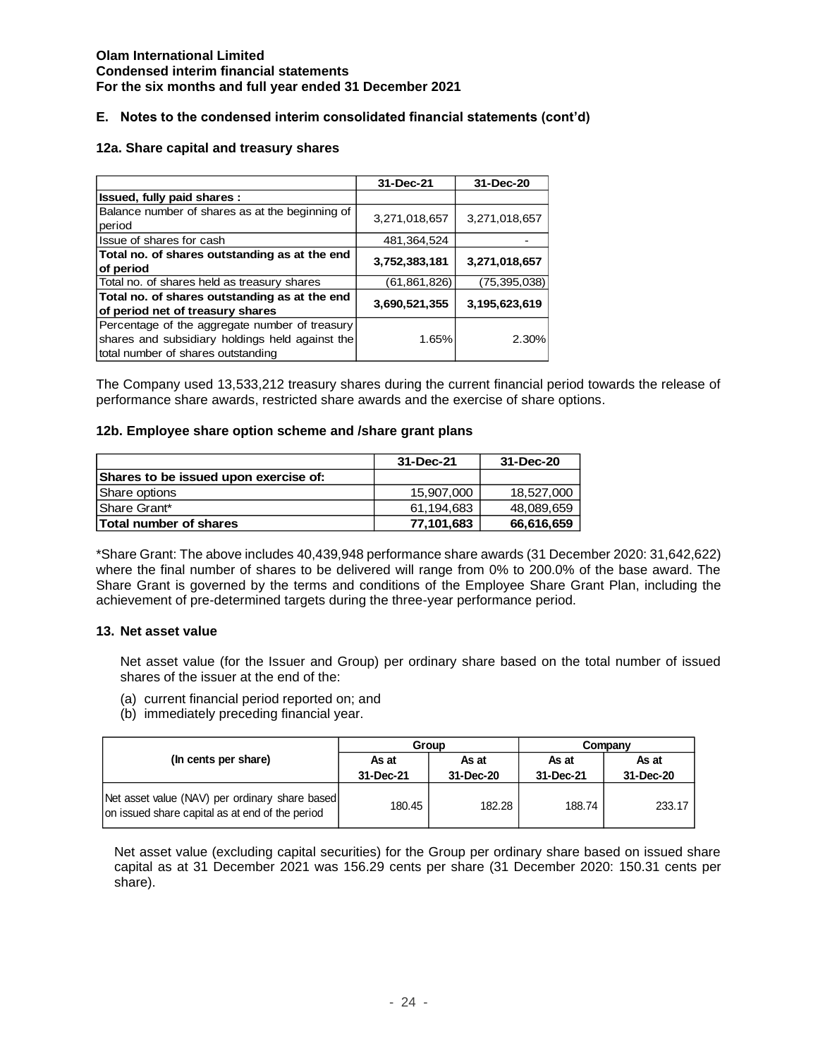**Olam International Limited**
**Condensed interim financial statements**
**For the six months and full year ended 31 December 2021**

### E. Notes to the condensed interim consolidated financial statements (cont'd)

#### 12a. Share capital and treasury shares

| | 31-Dec-21 | 31-Dec-20 |
|---|---|---|
| **Issued, fully paid shares :** | | |
| Balance number of shares as at the beginning of period | 3,271,018,657 | 3,271,018,657 |
| Issue of shares for cash | 481,364,524 | - |
| **Total no. of shares outstanding as at the end of period** | **3,752,383,181** | **3,271,018,657** |
| Total no. of shares held as treasury shares | (61,861,826) | (75,395,038) |
| **Total no. of shares outstanding as at the end of period net of treasury shares** | **3,690,521,355** | **3,195,623,619** |
| Percentage of the aggregate number of treasury shares and subsidiary holdings held against the total number of shares outstanding | 1.65% | 2.30% |

The Company used 13,533,212 treasury shares during the current financial period towards the release of performance share awards, restricted share awards and the exercise of share options.

#### 12b. Employee share option scheme and /share grant plans

| | 31-Dec-21 | 31-Dec-20 |
|---|---|---|
| **Shares to be issued upon exercise of:** | | |
| Share options | 15,907,000 | 18,527,000 |
| Share Grant* | 61,194,683 | 48,089,659 |
| **Total number of shares** | **77,101,683** | **66,616,659** |

*Share Grant: The above includes 40,439,948 performance share awards (31 December 2020: 31,642,622) where the final number of shares to be delivered will range from 0% to 200.0% of the base award. The Share Grant is governed by the terms and conditions of the Employee Share Grant Plan, including the achievement of pre-determined targets during the three-year performance period.

#### 13. Net asset value

Net asset value (for the Issuer and Group) per ordinary share based on the total number of issued shares of the issuer at the end of the:

(a) current financial period reported on; and
(b) immediately preceding financial year.

| (In cents per share) | Group | | Company | |
|---|---|---|---|---|
| | As at 31-Dec-21 | As at 31-Dec-20 | As at 31-Dec-21 | As at 31-Dec-20 |
| Net asset value (NAV) per ordinary share based on issued share capital as at end of the period | 180.45 | 182.28 | 188.74 | 233.17 |

Net asset value (excluding capital securities) for the Group per ordinary share based on issued share capital as at 31 December 2021 was 156.29 cents per share (31 December 2020: 150.31 cents per share).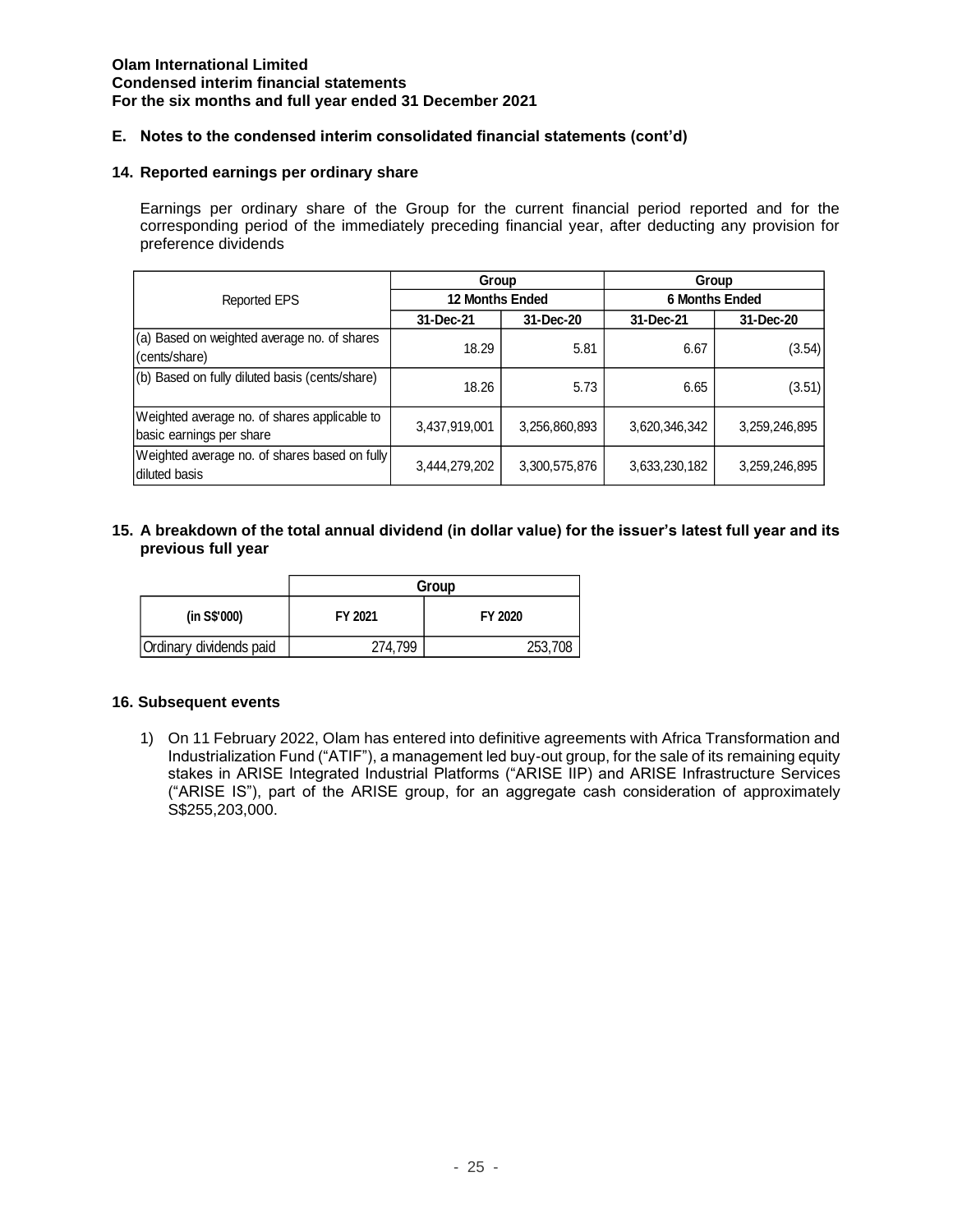**Olam International Limited**
**Condensed interim financial statements**
**For the six months and full year ended 31 December 2021**

**E. Notes to the condensed interim consolidated financial statements (cont'd)**

## 14. Reported earnings per ordinary share

Earnings per ordinary share of the Group for the current financial period reported and for the corresponding period of the immediately preceding financial year, after deducting any provision for preference dividends

| Reported EPS | Group | | Group | |
|---|---|---|---|---|
| | 12 Months Ended | | 6 Months Ended | |
| | 31-Dec-21 | 31-Dec-20 | 31-Dec-21 | 31-Dec-20 |
| (a) Based on weighted average no. of shares (cents/share) | 18.29 | 5.81 | 6.67 | (3.54) |
| (b) Based on fully diluted basis (cents/share) | 18.26 | 5.73 | 6.65 | (3.51) |
| Weighted average no. of shares applicable to basic earnings per share | 3,437,919,001 | 3,256,860,893 | 3,620,346,342 | 3,259,246,895 |
| Weighted average no. of shares based on fully diluted basis | 3,444,279,202 | 3,300,575,876 | 3,633,230,182 | 3,259,246,895 |

## 15. A breakdown of the total annual dividend (in dollar value) for the issuer's latest full year and its previous full year

| | Group | |
|---|---|---|
| (in S$'000) | FY 2021 | FY 2020 |
| Ordinary dividends paid | 274,799 | 253,708 |

## 16. Subsequent events

1) On 11 February 2022, Olam has entered into definitive agreements with Africa Transformation and Industrialization Fund ("ATIF"), a management led buy-out group, for the sale of its remaining equity stakes in ARISE Integrated Industrial Platforms ("ARISE IIP) and ARISE Infrastructure Services ("ARISE IS"), part of the ARISE group, for an aggregate cash consideration of approximately S$255,203,000.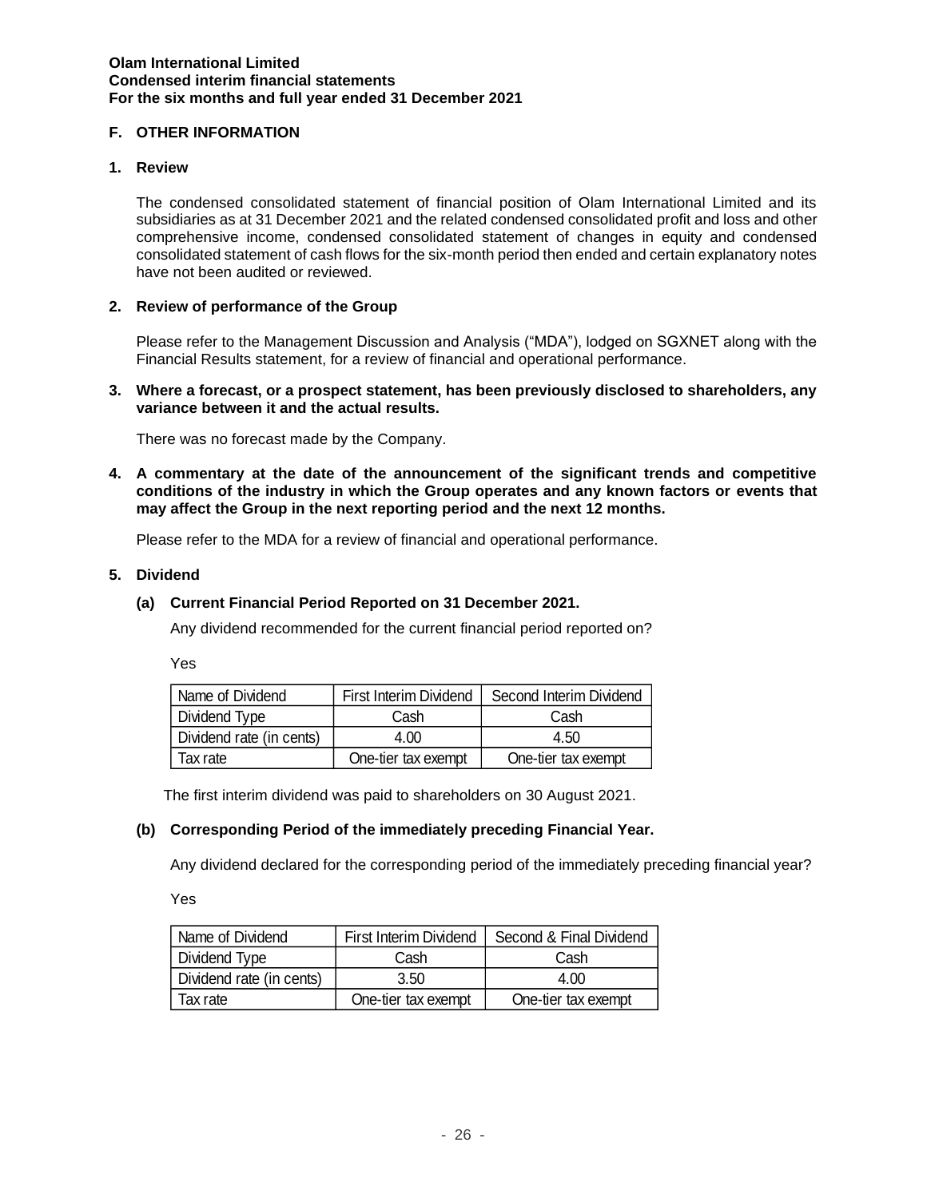**Olam International Limited**
**Condensed interim financial statements**
**For the six months and full year ended 31 December 2021**

## F. OTHER INFORMATION

### 1. Review

The condensed consolidated statement of financial position of Olam International Limited and its subsidiaries as at 31 December 2021 and the related condensed consolidated profit and loss and other comprehensive income, condensed consolidated statement of changes in equity and condensed consolidated statement of cash flows for the six-month period then ended and certain explanatory notes have not been audited or reviewed.

### 2. Review of performance of the Group

Please refer to the Management Discussion and Analysis ("MDA"), lodged on SGXNET along with the Financial Results statement, for a review of financial and operational performance.

### 3. Where a forecast, or a prospect statement, has been previously disclosed to shareholders, any variance between it and the actual results.

There was no forecast made by the Company.

### 4. A commentary at the date of the announcement of the significant trends and competitive conditions of the industry in which the Group operates and any known factors or events that may affect the Group in the next reporting period and the next 12 months.

Please refer to the MDA for a review of financial and operational performance.

### 5. Dividend

#### (a) Current Financial Period Reported on 31 December 2021.

Any dividend recommended for the current financial period reported on?

Yes

| Name of Dividend | First Interim Dividend | Second Interim Dividend |
|---|---|---|
| Dividend Type | Cash | Cash |
| Dividend rate (in cents) | 4.00 | 4.50 |
| Tax rate | One-tier tax exempt | One-tier tax exempt |

The first interim dividend was paid to shareholders on 30 August 2021.

#### (b) Corresponding Period of the immediately preceding Financial Year.

Any dividend declared for the corresponding period of the immediately preceding financial year?

Yes

| Name of Dividend | First Interim Dividend | Second & Final Dividend |
|---|---|---|
| Dividend Type | Cash | Cash |
| Dividend rate (in cents) | 3.50 | 4.00 |
| Tax rate | One-tier tax exempt | One-tier tax exempt |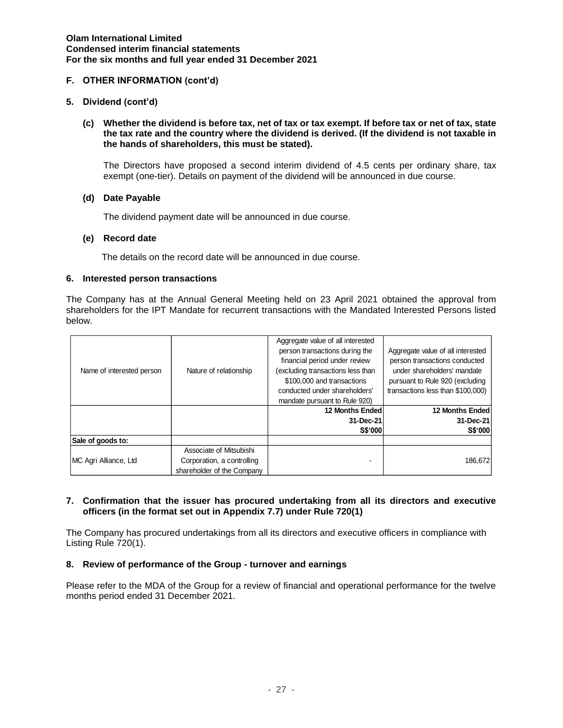## F. OTHER INFORMATION (cont'd)

### 5. Dividend (cont'd)

**(c) Whether the dividend is before tax, net of tax or tax exempt. If before tax or net of tax, state the tax rate and the country where the dividend is derived. (If the dividend is not taxable in the hands of shareholders, this must be stated).**

The Directors have proposed a second interim dividend of 4.5 cents per ordinary share, tax exempt (one-tier). Details on payment of the dividend will be announced in due course.

**(d) Date Payable**

The dividend payment date will be announced in due course.

**(e) Record date**

The details on the record date will be announced in due course.

### 6. Interested person transactions

The Company has at the Annual General Meeting held on 23 April 2021 obtained the approval from shareholders for the IPT Mandate for recurrent transactions with the Mandated Interested Persons listed below.

| Name of interested person | Nature of relationship | Aggregate value of all interested person transactions during the financial period under review (excluding transactions less than $100,000 and transactions conducted under shareholders' mandate pursuant to Rule 920) | Aggregate value of all interested person transactions conducted under shareholders' mandate pursuant to Rule 920 (excluding transactions less than $100,000) |
|---|---|---|---|
| | | **12 Months Ended 31-Dec-21 S$'000** | **12 Months Ended 31-Dec-21 S$'000** |
| **Sale of goods to:** | | | |
| MC Agri Alliance, Ltd | Associate of Mitsubishi Corporation, a controlling shareholder of the Company | - | 186,672 |

### 7. Confirmation that the issuer has procured undertaking from all its directors and executive officers (in the format set out in Appendix 7.7) under Rule 720(1)

The Company has procured undertakings from all its directors and executive officers in compliance with Listing Rule 720(1).

### 8. Review of performance of the Group - turnover and earnings

Please refer to the MDA of the Group for a review of financial and operational performance for the twelve months period ended 31 December 2021.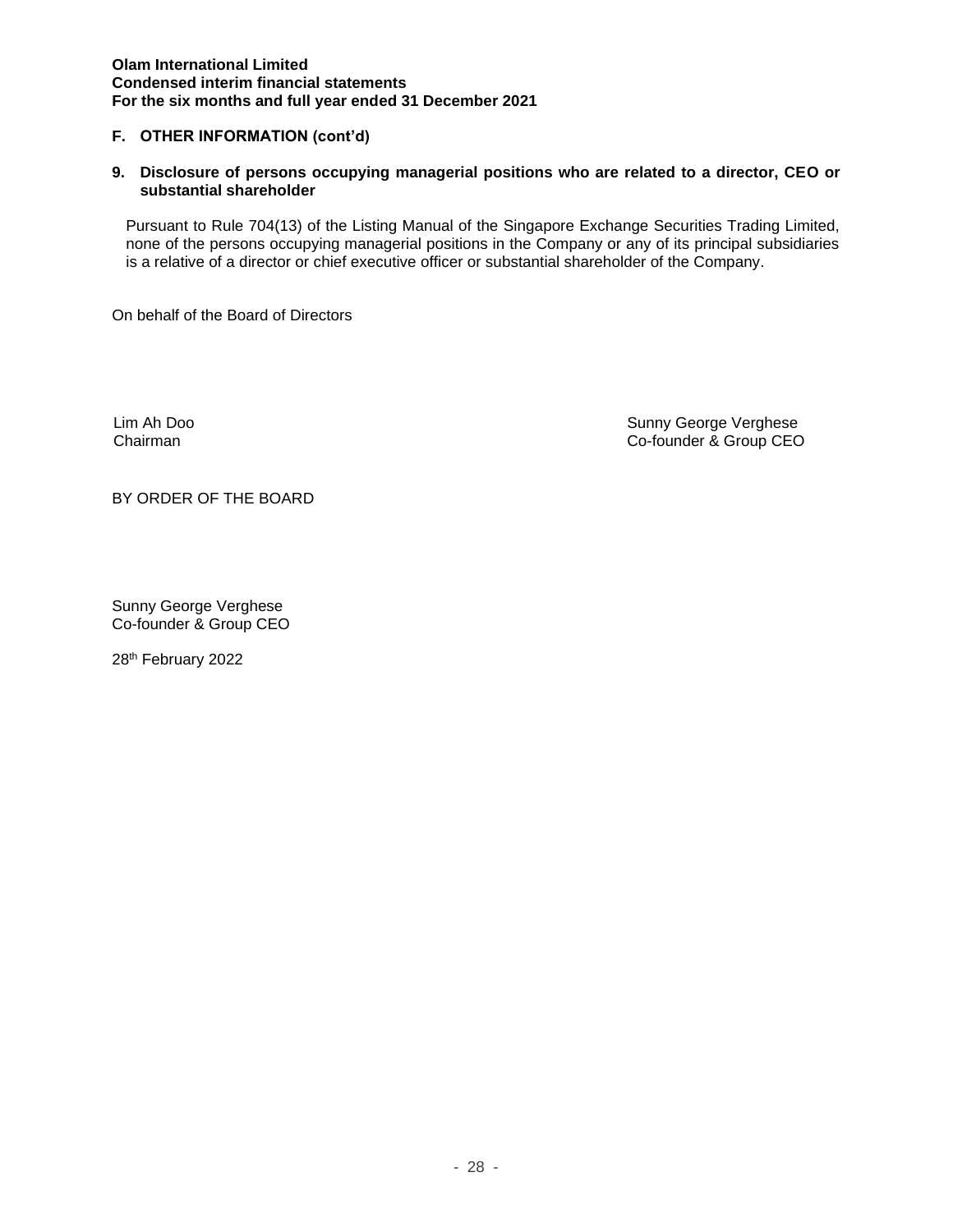## F. OTHER INFORMATION (cont'd)

### 9. Disclosure of persons occupying managerial positions who are related to a director, CEO or substantial shareholder

Pursuant to Rule 704(13) of the Listing Manual of the Singapore Exchange Securities Trading Limited, none of the persons occupying managerial positions in the Company or any of its principal subsidiaries is a relative of a director or chief executive officer or substantial shareholder of the Company.

On behalf of the Board of Directors

Lim Ah Doo
Chairman

Sunny George Verghese
Co-founder & Group CEO

BY ORDER OF THE BOARD

Sunny George Verghese
Co-founder & Group CEO

28th February 2022